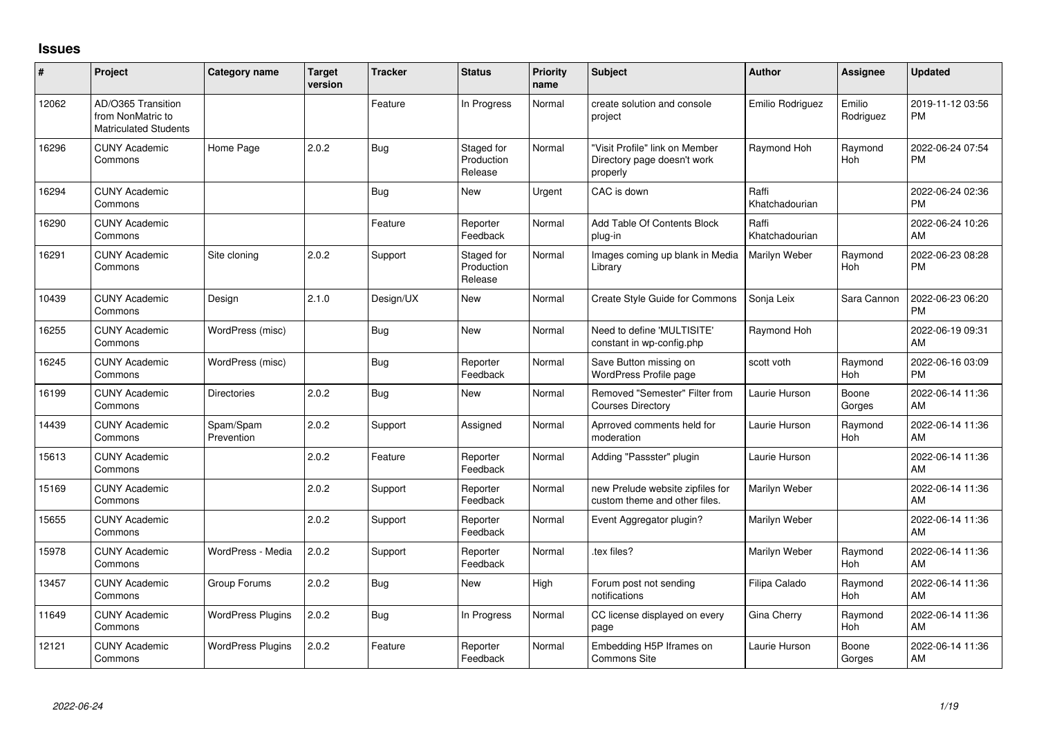## Issues

| # | Project | Category name | Target version | Tracker | Status | Priority name | Subject | Author | Assignee | Updated |
|---|---|---|---|---|---|---|---|---|---|---|
| 12062 | AD/O365 Transition from NonMatric to Matriculated Students | | | Feature | In Progress | Normal | create solution and console project | Emilio Rodriguez | Emilio Rodriguez | 2019-11-12 03:56 PM |
| 16296 | CUNY Academic Commons | Home Page | 2.0.2 | Bug | Staged for Production Release | Normal | "Visit Profile" link on Member Directory page doesn't work properly | Raymond Hoh | Raymond Hoh | 2022-06-24 07:54 PM |
| 16294 | CUNY Academic Commons | | | Bug | New | Urgent | CAC is down | Raffi Khatchadourian | | 2022-06-24 02:36 PM |
| 16290 | CUNY Academic Commons | | | Feature | Reporter Feedback | Normal | Add Table Of Contents Block plug-in | Raffi Khatchadourian | | 2022-06-24 10:26 AM |
| 16291 | CUNY Academic Commons | Site cloning | 2.0.2 | Support | Staged for Production Release | Normal | Images coming up blank in Media Library | Marilyn Weber | Raymond Hoh | 2022-06-23 08:28 PM |
| 10439 | CUNY Academic Commons | Design | 2.1.0 | Design/UX | New | Normal | Create Style Guide for Commons | Sonja Leix | Sara Cannon | 2022-06-23 06:20 PM |
| 16255 | CUNY Academic Commons | WordPress (misc) | | Bug | New | Normal | Need to define 'MULTISITE' constant in wp-config.php | Raymond Hoh | | 2022-06-19 09:31 AM |
| 16245 | CUNY Academic Commons | WordPress (misc) | | Bug | Reporter Feedback | Normal | Save Button missing on WordPress Profile page | scott voth | Raymond Hoh | 2022-06-16 03:09 PM |
| 16199 | CUNY Academic Commons | Directories | 2.0.2 | Bug | New | Normal | Removed "Semester" Filter from Courses Directory | Laurie Hurson | Boone Gorges | 2022-06-14 11:36 AM |
| 14439 | CUNY Academic Commons | Spam/Spam Prevention | 2.0.2 | Support | Assigned | Normal | Aprroved comments held for moderation | Laurie Hurson | Raymond Hoh | 2022-06-14 11:36 AM |
| 15613 | CUNY Academic Commons | | 2.0.2 | Feature | Reporter Feedback | Normal | Adding "Passster" plugin | Laurie Hurson | | 2022-06-14 11:36 AM |
| 15169 | CUNY Academic Commons | | 2.0.2 | Support | Reporter Feedback | Normal | new Prelude website zipfiles for custom theme and other files. | Marilyn Weber | | 2022-06-14 11:36 AM |
| 15655 | CUNY Academic Commons | | 2.0.2 | Support | Reporter Feedback | Normal | Event Aggregator plugin? | Marilyn Weber | | 2022-06-14 11:36 AM |
| 15978 | CUNY Academic Commons | WordPress - Media | 2.0.2 | Support | Reporter Feedback | Normal | .tex files? | Marilyn Weber | Raymond Hoh | 2022-06-14 11:36 AM |
| 13457 | CUNY Academic Commons | Group Forums | 2.0.2 | Bug | New | High | Forum post not sending notifications | Filipa Calado | Raymond Hoh | 2022-06-14 11:36 AM |
| 11649 | CUNY Academic Commons | WordPress Plugins | 2.0.2 | Bug | In Progress | Normal | CC license displayed on every page | Gina Cherry | Raymond Hoh | 2022-06-14 11:36 AM |
| 12121 | CUNY Academic Commons | WordPress Plugins | 2.0.2 | Feature | Reporter Feedback | Normal | Embedding H5P Iframes on Commons Site | Laurie Hurson | Boone Gorges | 2022-06-14 11:36 AM |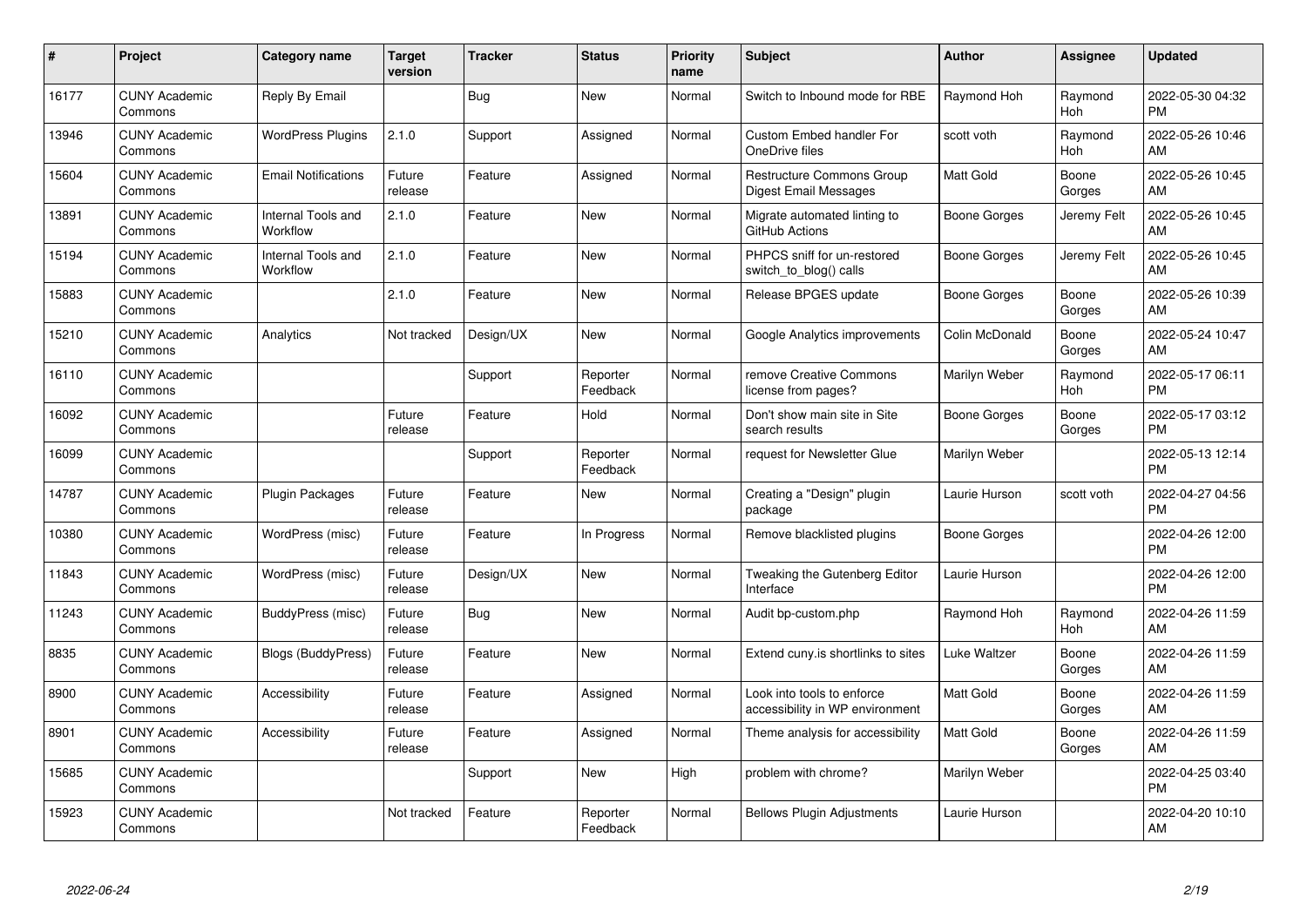| # | Project | Category name | Target version | Tracker | Status | Priority name | Subject | Author | Assignee | Updated |
|---|---|---|---|---|---|---|---|---|---|---|
| 16177 | CUNY Academic Commons | Reply By Email | | Bug | New | Normal | Switch to Inbound mode for RBE | Raymond Hoh | Raymond Hoh | 2022-05-30 04:32 PM |
| 13946 | CUNY Academic Commons | WordPress Plugins | 2.1.0 | Support | Assigned | Normal | Custom Embed handler For OneDrive files | scott voth | Raymond Hoh | 2022-05-26 10:46 AM |
| 15604 | CUNY Academic Commons | Email Notifications | Future release | Feature | Assigned | Normal | Restructure Commons Group Digest Email Messages | Matt Gold | Boone Gorges | 2022-05-26 10:45 AM |
| 13891 | CUNY Academic Commons | Internal Tools and Workflow | 2.1.0 | Feature | New | Normal | Migrate automated linting to GitHub Actions | Boone Gorges | Jeremy Felt | 2022-05-26 10:45 AM |
| 15194 | CUNY Academic Commons | Internal Tools and Workflow | 2.1.0 | Feature | New | Normal | PHPCS sniff for un-restored switch_to_blog() calls | Boone Gorges | Jeremy Felt | 2022-05-26 10:45 AM |
| 15883 | CUNY Academic Commons | | 2.1.0 | Feature | New | Normal | Release BPGES update | Boone Gorges | Boone Gorges | 2022-05-26 10:39 AM |
| 15210 | CUNY Academic Commons | Analytics | Not tracked | Design/UX | New | Normal | Google Analytics improvements | Colin McDonald | Boone Gorges | 2022-05-24 10:47 AM |
| 16110 | CUNY Academic Commons | | | Support | Reporter Feedback | Normal | remove Creative Commons license from pages? | Marilyn Weber | Raymond Hoh | 2022-05-17 06:11 PM |
| 16092 | CUNY Academic Commons | | Future release | Feature | Hold | Normal | Don't show main site in Site search results | Boone Gorges | Boone Gorges | 2022-05-17 03:12 PM |
| 16099 | CUNY Academic Commons | | | Support | Reporter Feedback | Normal | request for Newsletter Glue | Marilyn Weber | | 2022-05-13 12:14 PM |
| 14787 | CUNY Academic Commons | Plugin Packages | Future release | Feature | New | Normal | Creating a "Design" plugin package | Laurie Hurson | scott voth | 2022-04-27 04:56 PM |
| 10380 | CUNY Academic Commons | WordPress (misc) | Future release | Feature | In Progress | Normal | Remove blacklisted plugins | Boone Gorges | | 2022-04-26 12:00 PM |
| 11843 | CUNY Academic Commons | WordPress (misc) | Future release | Design/UX | New | Normal | Tweaking the Gutenberg Editor Interface | Laurie Hurson | | 2022-04-26 12:00 PM |
| 11243 | CUNY Academic Commons | BuddyPress (misc) | Future release | Bug | New | Normal | Audit bp-custom.php | Raymond Hoh | Raymond Hoh | 2022-04-26 11:59 AM |
| 8835 | CUNY Academic Commons | Blogs (BuddyPress) | Future release | Feature | New | Normal | Extend cuny.is shortlinks to sites | Luke Waltzer | Boone Gorges | 2022-04-26 11:59 AM |
| 8900 | CUNY Academic Commons | Accessibility | Future release | Feature | Assigned | Normal | Look into tools to enforce accessibility in WP environment | Matt Gold | Boone Gorges | 2022-04-26 11:59 AM |
| 8901 | CUNY Academic Commons | Accessibility | Future release | Feature | Assigned | Normal | Theme analysis for accessibility | Matt Gold | Boone Gorges | 2022-04-26 11:59 AM |
| 15685 | CUNY Academic Commons | | | Support | New | High | problem with chrome? | Marilyn Weber | | 2022-04-25 03:40 PM |
| 15923 | CUNY Academic Commons | | Not tracked | Feature | Reporter Feedback | Normal | Bellows Plugin Adjustments | Laurie Hurson | | 2022-04-20 10:10 AM |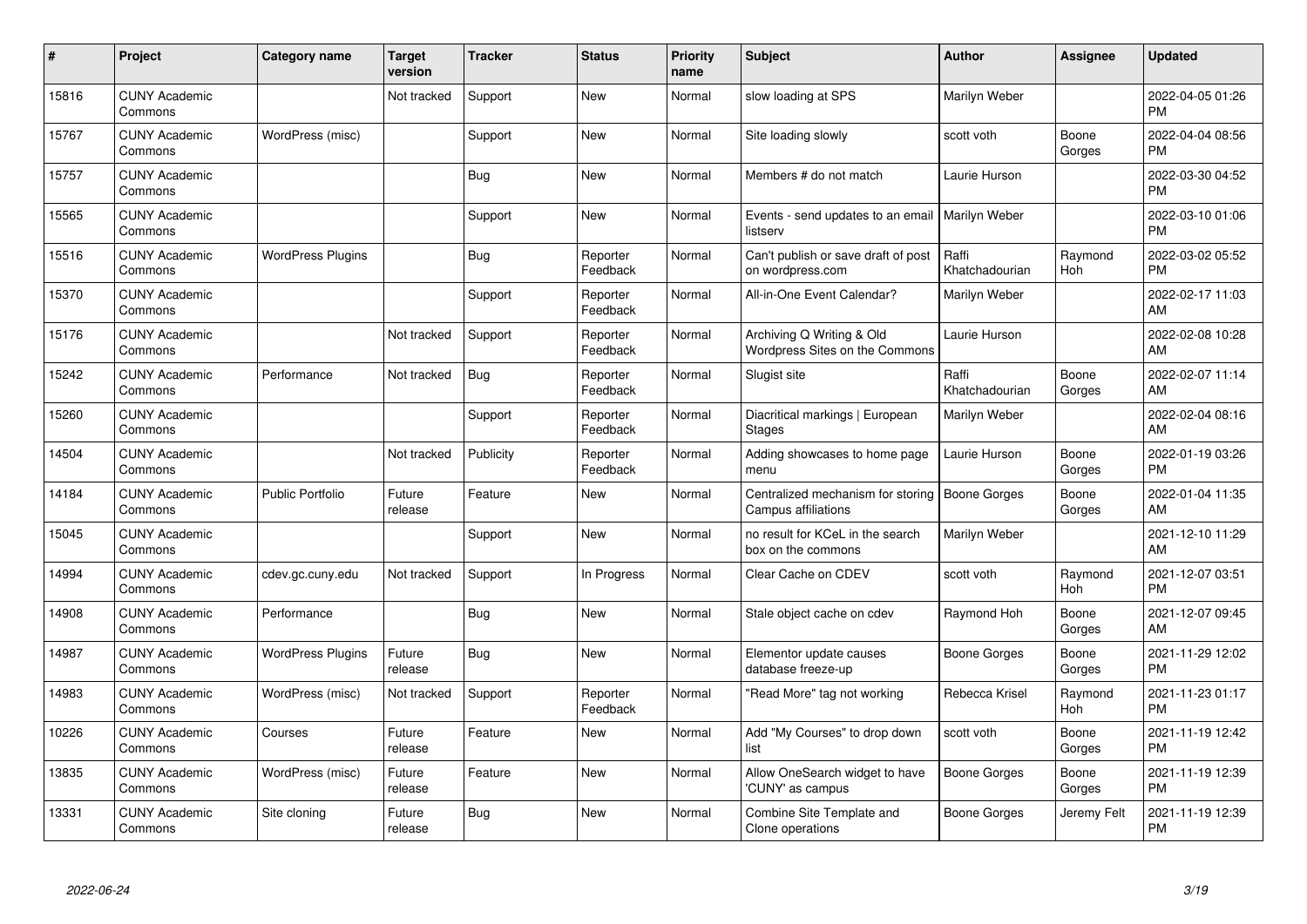| # | Project | Category name | Target version | Tracker | Status | Priority name | Subject | Author | Assignee | Updated |
|---|---|---|---|---|---|---|---|---|---|---|
| 15816 | CUNY Academic Commons | | Not tracked | Support | New | Normal | slow loading at SPS | Marilyn Weber | | 2022-04-05 01:26 PM |
| 15767 | CUNY Academic Commons | WordPress (misc) | | Support | New | Normal | Site loading slowly | scott voth | Boone Gorges | 2022-04-04 08:56 PM |
| 15757 | CUNY Academic Commons | | | Bug | New | Normal | Members # do not match | Laurie Hurson | | 2022-03-30 04:52 PM |
| 15565 | CUNY Academic Commons | | | Support | New | Normal | Events - send updates to an email listserv | Marilyn Weber | | 2022-03-10 01:06 PM |
| 15516 | CUNY Academic Commons | WordPress Plugins | | Bug | Reporter Feedback | Normal | Can't publish or save draft of post on wordpress.com | Raffi Khatchadourian | Raymond Hoh | 2022-03-02 05:52 PM |
| 15370 | CUNY Academic Commons | | | Support | Reporter Feedback | Normal | All-in-One Event Calendar? | Marilyn Weber | | 2022-02-17 11:03 AM |
| 15176 | CUNY Academic Commons | | Not tracked | Support | Reporter Feedback | Normal | Archiving Q Writing & Old Wordpress Sites on the Commons | Laurie Hurson | | 2022-02-08 10:28 AM |
| 15242 | CUNY Academic Commons | Performance | Not tracked | Bug | Reporter Feedback | Normal | Slugist site | Raffi Khatchadourian | Boone Gorges | 2022-02-07 11:14 AM |
| 15260 | CUNY Academic Commons | | | Support | Reporter Feedback | Normal | Diacritical markings \| European Stages | Marilyn Weber | | 2022-02-04 08:16 AM |
| 14504 | CUNY Academic Commons | | Not tracked | Publicity | Reporter Feedback | Normal | Adding showcases to home page menu | Laurie Hurson | Boone Gorges | 2022-01-19 03:26 PM |
| 14184 | CUNY Academic Commons | Public Portfolio | Future release | Feature | New | Normal | Centralized mechanism for storing Campus affiliations | Boone Gorges | Boone Gorges | 2022-01-04 11:35 AM |
| 15045 | CUNY Academic Commons | | | Support | New | Normal | no result for KCeL in the search box on the commons | Marilyn Weber | | 2021-12-10 11:29 AM |
| 14994 | CUNY Academic Commons | cdev.gc.cuny.edu | Not tracked | Support | In Progress | Normal | Clear Cache on CDEV | scott voth | Raymond Hoh | 2021-12-07 03:51 PM |
| 14908 | CUNY Academic Commons | Performance | | Bug | New | Normal | Stale object cache on cdev | Raymond Hoh | Boone Gorges | 2021-12-07 09:45 AM |
| 14987 | CUNY Academic Commons | WordPress Plugins | Future release | Bug | New | Normal | Elementor update causes database freeze-up | Boone Gorges | Boone Gorges | 2021-11-29 12:02 PM |
| 14983 | CUNY Academic Commons | WordPress (misc) | Not tracked | Support | Reporter Feedback | Normal | "Read More" tag not working | Rebecca Krisel | Raymond Hoh | 2021-11-23 01:17 PM |
| 10226 | CUNY Academic Commons | Courses | Future release | Feature | New | Normal | Add "My Courses" to drop down list | scott voth | Boone Gorges | 2021-11-19 12:42 PM |
| 13835 | CUNY Academic Commons | WordPress (misc) | Future release | Feature | New | Normal | Allow OneSearch widget to have 'CUNY' as campus | Boone Gorges | Boone Gorges | 2021-11-19 12:39 PM |
| 13331 | CUNY Academic Commons | Site cloning | Future release | Bug | New | Normal | Combine Site Template and Clone operations | Boone Gorges | Jeremy Felt | 2021-11-19 12:39 PM |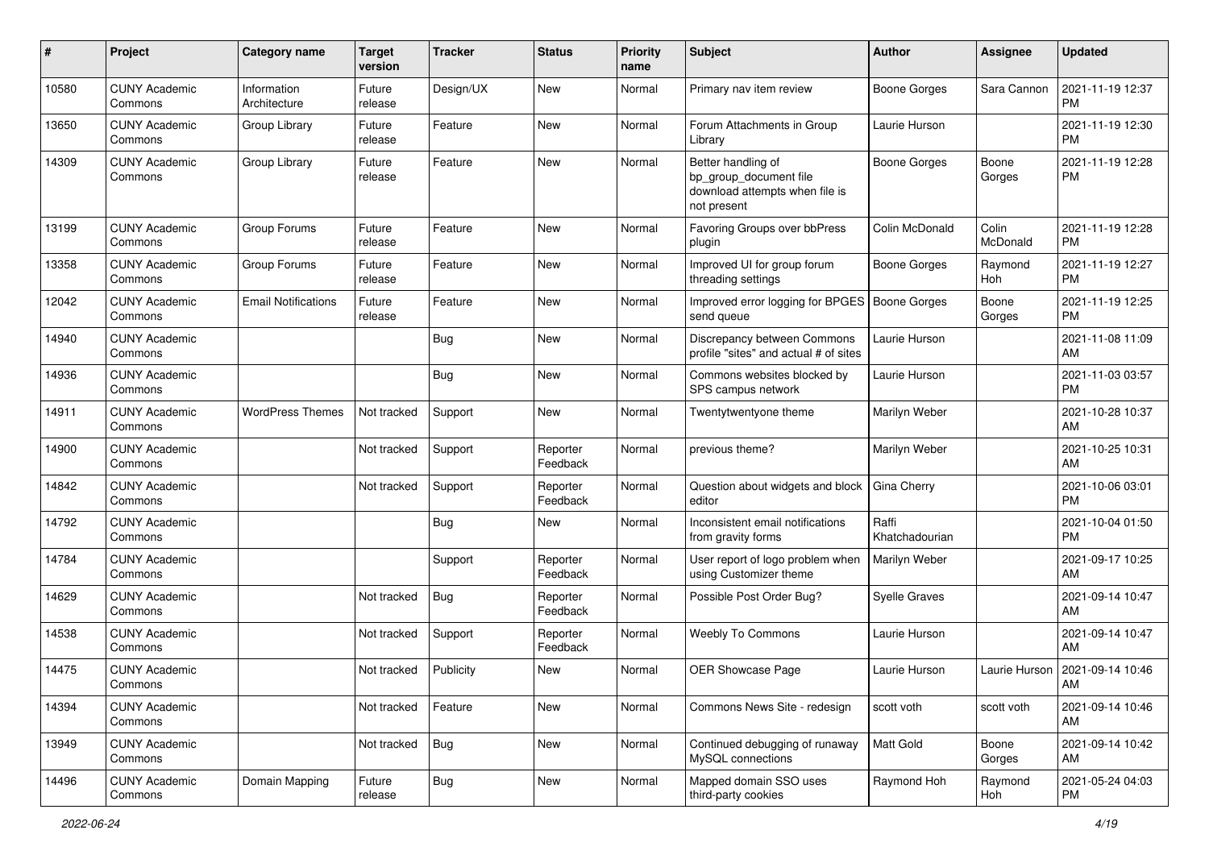| # | Project | Category name | Target version | Tracker | Status | Priority name | Subject | Author | Assignee | Updated |
|---|---|---|---|---|---|---|---|---|---|---|
| 10580 | CUNY Academic Commons | Information Architecture | Future release | Design/UX | New | Normal | Primary nav item review | Boone Gorges | Sara Cannon | 2021-11-19 12:37 PM |
| 13650 | CUNY Academic Commons | Group Library | Future release | Feature | New | Normal | Forum Attachments in Group Library | Laurie Hurson | | 2021-11-19 12:30 PM |
| 14309 | CUNY Academic Commons | Group Library | Future release | Feature | New | Normal | Better handling of bp_group_document file download attempts when file is not present | Boone Gorges | Boone Gorges | 2021-11-19 12:28 PM |
| 13199 | CUNY Academic Commons | Group Forums | Future release | Feature | New | Normal | Favoring Groups over bbPress plugin | Colin McDonald | Colin McDonald | 2021-11-19 12:28 PM |
| 13358 | CUNY Academic Commons | Group Forums | Future release | Feature | New | Normal | Improved UI for group forum threading settings | Boone Gorges | Raymond Hoh | 2021-11-19 12:27 PM |
| 12042 | CUNY Academic Commons | Email Notifications | Future release | Feature | New | Normal | Improved error logging for BPGES send queue | Boone Gorges | Boone Gorges | 2021-11-19 12:25 PM |
| 14940 | CUNY Academic Commons | | | Bug | New | Normal | Discrepancy between Commons profile "sites" and actual # of sites | Laurie Hurson | | 2021-11-08 11:09 AM |
| 14936 | CUNY Academic Commons | | | Bug | New | Normal | Commons websites blocked by SPS campus network | Laurie Hurson | | 2021-11-03 03:57 PM |
| 14911 | CUNY Academic Commons | WordPress Themes | Not tracked | Support | New | Normal | Twentytwentyone theme | Marilyn Weber | | 2021-10-28 10:37 AM |
| 14900 | CUNY Academic Commons | | Not tracked | Support | Reporter Feedback | Normal | previous theme? | Marilyn Weber | | 2021-10-25 10:31 AM |
| 14842 | CUNY Academic Commons | | Not tracked | Support | Reporter Feedback | Normal | Question about widgets and block editor | Gina Cherry | | 2021-10-06 03:01 PM |
| 14792 | CUNY Academic Commons | | | Bug | New | Normal | Inconsistent email notifications from gravity forms | Raffi Khatchadourian | | 2021-10-04 01:50 PM |
| 14784 | CUNY Academic Commons | | | Support | Reporter Feedback | Normal | User report of logo problem when using Customizer theme | Marilyn Weber | | 2021-09-17 10:25 AM |
| 14629 | CUNY Academic Commons | | Not tracked | Bug | Reporter Feedback | Normal | Possible Post Order Bug? | Syelle Graves | | 2021-09-14 10:47 AM |
| 14538 | CUNY Academic Commons | | Not tracked | Support | Reporter Feedback | Normal | Weebly To Commons | Laurie Hurson | | 2021-09-14 10:47 AM |
| 14475 | CUNY Academic Commons | | Not tracked | Publicity | New | Normal | OER Showcase Page | Laurie Hurson | Laurie Hurson | 2021-09-14 10:46 AM |
| 14394 | CUNY Academic Commons | | Not tracked | Feature | New | Normal | Commons News Site - redesign | scott voth | scott voth | 2021-09-14 10:46 AM |
| 13949 | CUNY Academic Commons | | Not tracked | Bug | New | Normal | Continued debugging of runaway MySQL connections | Matt Gold | Boone Gorges | 2021-09-14 10:42 AM |
| 14496 | CUNY Academic Commons | Domain Mapping | Future release | Bug | New | Normal | Mapped domain SSO uses third-party cookies | Raymond Hoh | Raymond Hoh | 2021-05-24 04:03 PM |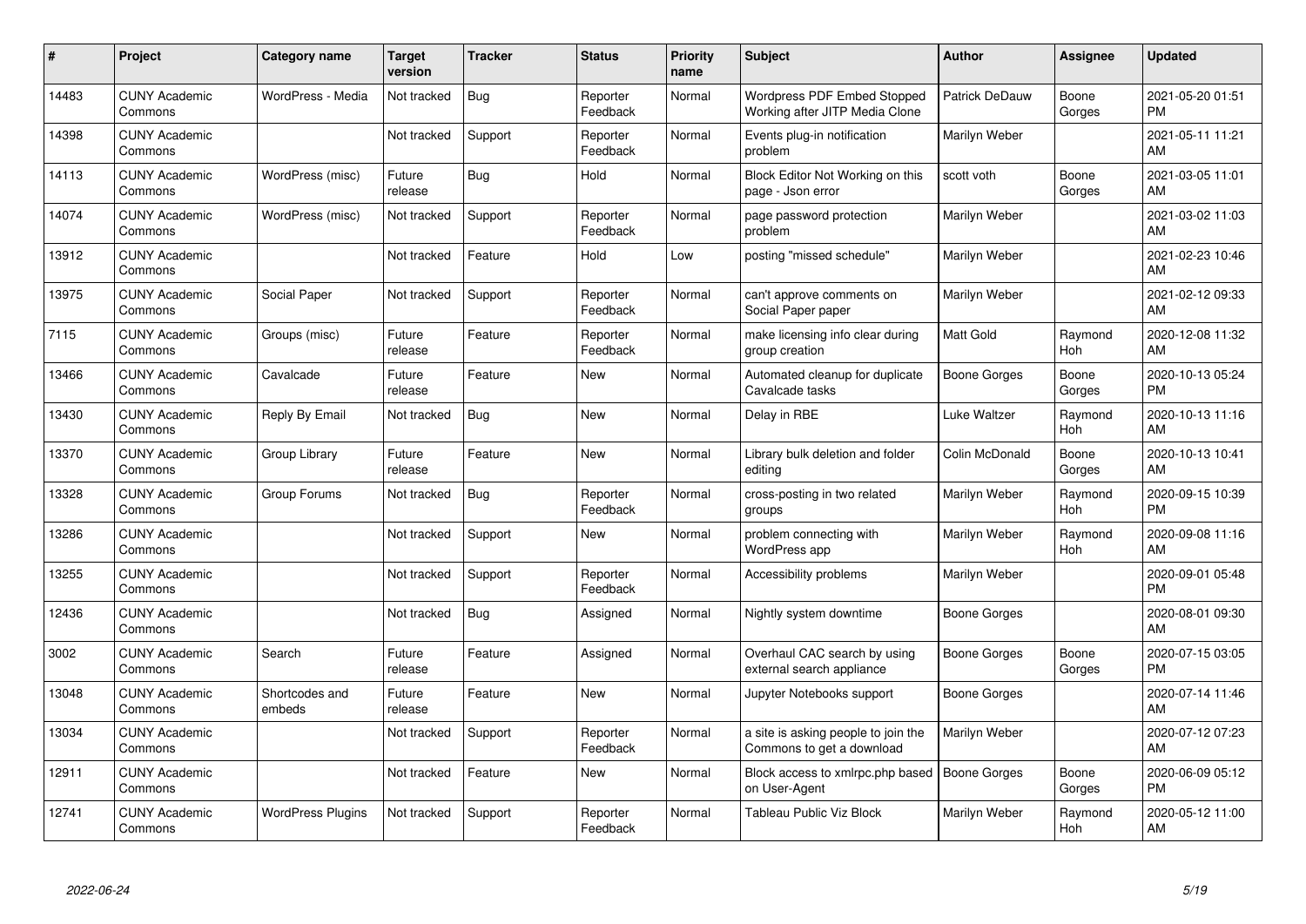| # | Project | Category name | Target version | Tracker | Status | Priority name | Subject | Author | Assignee | Updated |
|---|---|---|---|---|---|---|---|---|---|---|
| 14483 | CUNY Academic Commons | WordPress - Media | Not tracked | Bug | Reporter Feedback | Normal | Wordpress PDF Embed Stopped Working after JITP Media Clone | Patrick DeDauw | Boone Gorges | 2021-05-20 01:51 PM |
| 14398 | CUNY Academic Commons | | Not tracked | Support | Reporter Feedback | Normal | Events plug-in notification problem | Marilyn Weber | | 2021-05-11 11:21 AM |
| 14113 | CUNY Academic Commons | WordPress (misc) | Future release | Bug | Hold | Normal | Block Editor Not Working on this page - Json error | scott voth | Boone Gorges | 2021-03-05 11:01 AM |
| 14074 | CUNY Academic Commons | WordPress (misc) | Not tracked | Support | Reporter Feedback | Normal | page password protection problem | Marilyn Weber | | 2021-03-02 11:03 AM |
| 13912 | CUNY Academic Commons | | Not tracked | Feature | Hold | Low | posting "missed schedule" | Marilyn Weber | | 2021-02-23 10:46 AM |
| 13975 | CUNY Academic Commons | Social Paper | Not tracked | Support | Reporter Feedback | Normal | can't approve comments on Social Paper paper | Marilyn Weber | | 2021-02-12 09:33 AM |
| 7115 | CUNY Academic Commons | Groups (misc) | Future release | Feature | Reporter Feedback | Normal | make licensing info clear during group creation | Matt Gold | Raymond Hoh | 2020-12-08 11:32 AM |
| 13466 | CUNY Academic Commons | Cavalcade | Future release | Feature | New | Normal | Automated cleanup for duplicate Cavalcade tasks | Boone Gorges | Boone Gorges | 2020-10-13 05:24 PM |
| 13430 | CUNY Academic Commons | Reply By Email | Not tracked | Bug | New | Normal | Delay in RBE | Luke Waltzer | Raymond Hoh | 2020-10-13 11:16 AM |
| 13370 | CUNY Academic Commons | Group Library | Future release | Feature | New | Normal | Library bulk deletion and folder editing | Colin McDonald | Boone Gorges | 2020-10-13 10:41 AM |
| 13328 | CUNY Academic Commons | Group Forums | Not tracked | Bug | Reporter Feedback | Normal | cross-posting in two related groups | Marilyn Weber | Raymond Hoh | 2020-09-15 10:39 PM |
| 13286 | CUNY Academic Commons | | Not tracked | Support | New | Normal | problem connecting with WordPress app | Marilyn Weber | Raymond Hoh | 2020-09-08 11:16 AM |
| 13255 | CUNY Academic Commons | | Not tracked | Support | Reporter Feedback | Normal | Accessibility problems | Marilyn Weber | | 2020-09-01 05:48 PM |
| 12436 | CUNY Academic Commons | | Not tracked | Bug | Assigned | Normal | Nightly system downtime | Boone Gorges | | 2020-08-01 09:30 AM |
| 3002 | CUNY Academic Commons | Search | Future release | Feature | Assigned | Normal | Overhaul CAC search by using external search appliance | Boone Gorges | Boone Gorges | 2020-07-15 03:05 PM |
| 13048 | CUNY Academic Commons | Shortcodes and embeds | Future release | Feature | New | Normal | Jupyter Notebooks support | Boone Gorges | | 2020-07-14 11:46 AM |
| 13034 | CUNY Academic Commons | | Not tracked | Support | Reporter Feedback | Normal | a site is asking people to join the Commons to get a download | Marilyn Weber | | 2020-07-12 07:23 AM |
| 12911 | CUNY Academic Commons | | Not tracked | Feature | New | Normal | Block access to xmlrpc.php based on User-Agent | Boone Gorges | Boone Gorges | 2020-06-09 05:12 PM |
| 12741 | CUNY Academic Commons | WordPress Plugins | Not tracked | Support | Reporter Feedback | Normal | Tableau Public Viz Block | Marilyn Weber | Raymond Hoh | 2020-05-12 11:00 AM |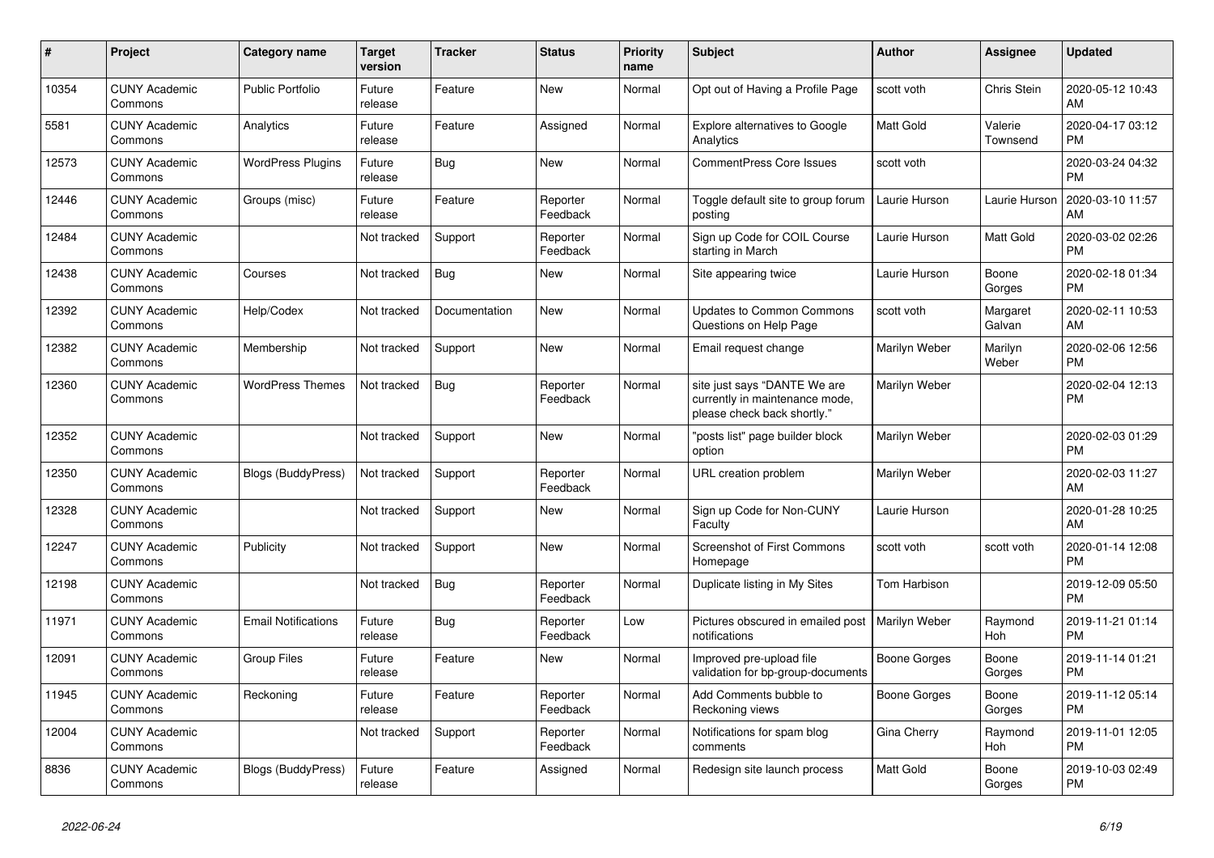| # | Project | Category name | Target version | Tracker | Status | Priority name | Subject | Author | Assignee | Updated |
|---|---|---|---|---|---|---|---|---|---|---|
| 10354 | CUNY Academic Commons | Public Portfolio | Future release | Feature | New | Normal | Opt out of Having a Profile Page | scott voth | Chris Stein | 2020-05-12 10:43 AM |
| 5581 | CUNY Academic Commons | Analytics | Future release | Feature | Assigned | Normal | Explore alternatives to Google Analytics | Matt Gold | Valerie Townsend | 2020-04-17 03:12 PM |
| 12573 | CUNY Academic Commons | WordPress Plugins | Future release | Bug | New | Normal | CommentPress Core Issues | scott voth | | 2020-03-24 04:32 PM |
| 12446 | CUNY Academic Commons | Groups (misc) | Future release | Feature | Reporter Feedback | Normal | Toggle default site to group forum posting | Laurie Hurson | Laurie Hurson | 2020-03-10 11:57 AM |
| 12484 | CUNY Academic Commons | | Not tracked | Support | Reporter Feedback | Normal | Sign up Code for COIL Course starting in March | Laurie Hurson | Matt Gold | 2020-03-02 02:26 PM |
| 12438 | CUNY Academic Commons | Courses | Not tracked | Bug | New | Normal | Site appearing twice | Laurie Hurson | Boone Gorges | 2020-02-18 01:34 PM |
| 12392 | CUNY Academic Commons | Help/Codex | Not tracked | Documentation | New | Normal | Updates to Common Commons Questions on Help Page | scott voth | Margaret Galvan | 2020-02-11 10:53 AM |
| 12382 | CUNY Academic Commons | Membership | Not tracked | Support | New | Normal | Email request change | Marilyn Weber | Marilyn Weber | 2020-02-06 12:56 PM |
| 12360 | CUNY Academic Commons | WordPress Themes | Not tracked | Bug | Reporter Feedback | Normal | site just says "DANTE We are currently in maintenance mode, please check back shortly." | Marilyn Weber | | 2020-02-04 12:13 PM |
| 12352 | CUNY Academic Commons | | Not tracked | Support | New | Normal | "posts list" page builder block option | Marilyn Weber | | 2020-02-03 01:29 PM |
| 12350 | CUNY Academic Commons | Blogs (BuddyPress) | Not tracked | Support | Reporter Feedback | Normal | URL creation problem | Marilyn Weber | | 2020-02-03 11:27 AM |
| 12328 | CUNY Academic Commons | | Not tracked | Support | New | Normal | Sign up Code for Non-CUNY Faculty | Laurie Hurson | | 2020-01-28 10:25 AM |
| 12247 | CUNY Academic Commons | Publicity | Not tracked | Support | New | Normal | Screenshot of First Commons Homepage | scott voth | scott voth | 2020-01-14 12:08 PM |
| 12198 | CUNY Academic Commons | | Not tracked | Bug | Reporter Feedback | Normal | Duplicate listing in My Sites | Tom Harbison | | 2019-12-09 05:50 PM |
| 11971 | CUNY Academic Commons | Email Notifications | Future release | Bug | Reporter Feedback | Low | Pictures obscured in emailed post notifications | Marilyn Weber | Raymond Hoh | 2019-11-21 01:14 PM |
| 12091 | CUNY Academic Commons | Group Files | Future release | Feature | New | Normal | Improved pre-upload file validation for bp-group-documents | Boone Gorges | Boone Gorges | 2019-11-14 01:21 PM |
| 11945 | CUNY Academic Commons | Reckoning | Future release | Feature | Reporter Feedback | Normal | Add Comments bubble to Reckoning views | Boone Gorges | Boone Gorges | 2019-11-12 05:14 PM |
| 12004 | CUNY Academic Commons | | Not tracked | Support | Reporter Feedback | Normal | Notifications for spam blog comments | Gina Cherry | Raymond Hoh | 2019-11-01 12:05 PM |
| 8836 | CUNY Academic Commons | Blogs (BuddyPress) | Future release | Feature | Assigned | Normal | Redesign site launch process | Matt Gold | Boone Gorges | 2019-10-03 02:49 PM |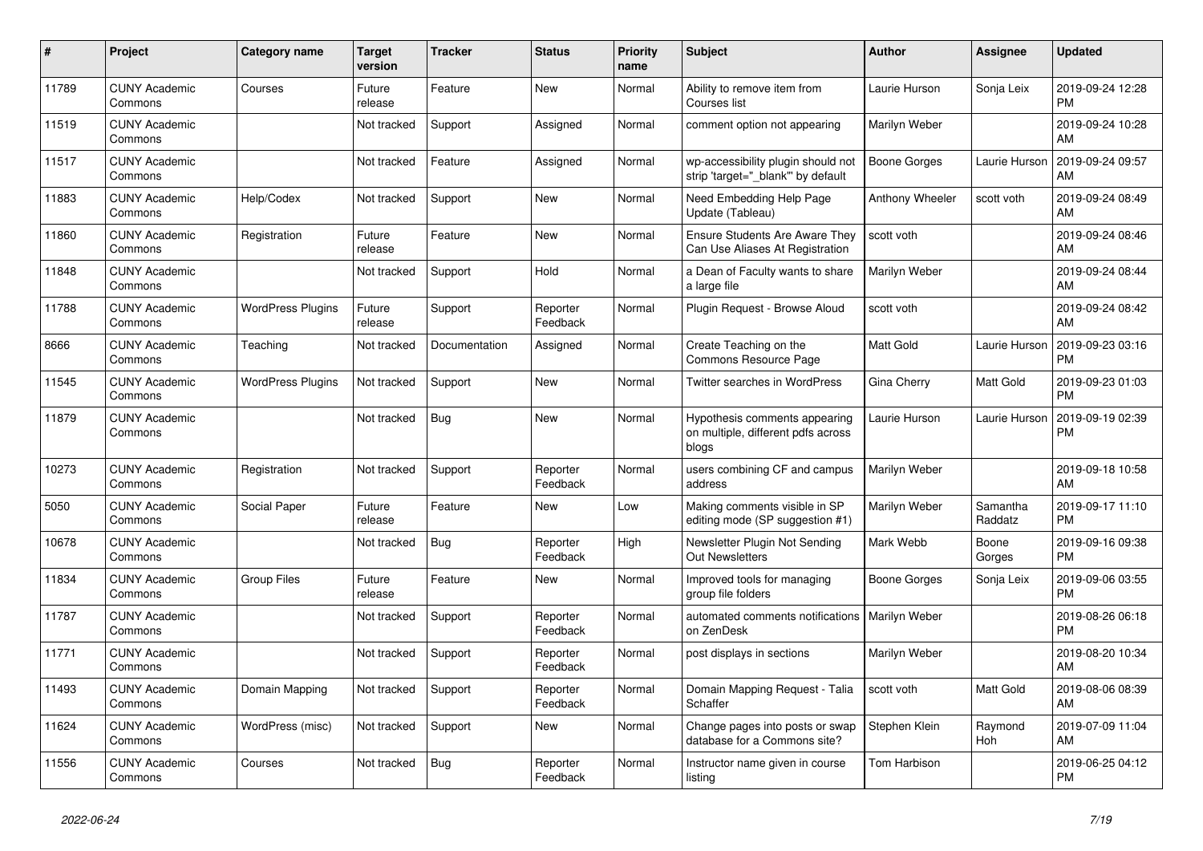| # | Project | Category name | Target version | Tracker | Status | Priority name | Subject | Author | Assignee | Updated |
|---|---|---|---|---|---|---|---|---|---|---|
| 11789 | CUNY Academic Commons | Courses | Future release | Feature | New | Normal | Ability to remove item from Courses list | Laurie Hurson | Sonja Leix | 2019-09-24 12:28 PM |
| 11519 | CUNY Academic Commons | | Not tracked | Support | Assigned | Normal | comment option not appearing | Marilyn Weber | | 2019-09-24 10:28 AM |
| 11517 | CUNY Academic Commons | | Not tracked | Feature | Assigned | Normal | wp-accessibility plugin should not strip 'target="_blank"' by default | Boone Gorges | Laurie Hurson | 2019-09-24 09:57 AM |
| 11883 | CUNY Academic Commons | Help/Codex | Not tracked | Support | New | Normal | Need Embedding Help Page Update (Tableau) | Anthony Wheeler | scott voth | 2019-09-24 08:49 AM |
| 11860 | CUNY Academic Commons | Registration | Future release | Feature | New | Normal | Ensure Students Are Aware They Can Use Aliases At Registration | scott voth | | 2019-09-24 08:46 AM |
| 11848 | CUNY Academic Commons | | Not tracked | Support | Hold | Normal | a Dean of Faculty wants to share a large file | Marilyn Weber | | 2019-09-24 08:44 AM |
| 11788 | CUNY Academic Commons | WordPress Plugins | Future release | Support | Reporter Feedback | Normal | Plugin Request - Browse Aloud | scott voth | | 2019-09-24 08:42 AM |
| 8666 | CUNY Academic Commons | Teaching | Not tracked | Documentation | Assigned | Normal | Create Teaching on the Commons Resource Page | Matt Gold | Laurie Hurson | 2019-09-23 03:16 PM |
| 11545 | CUNY Academic Commons | WordPress Plugins | Not tracked | Support | New | Normal | Twitter searches in WordPress | Gina Cherry | Matt Gold | 2019-09-23 01:03 PM |
| 11879 | CUNY Academic Commons | | Not tracked | Bug | New | Normal | Hypothesis comments appearing on multiple, different pdfs across blogs | Laurie Hurson | Laurie Hurson | 2019-09-19 02:39 PM |
| 10273 | CUNY Academic Commons | Registration | Not tracked | Support | Reporter Feedback | Normal | users combining CF and campus address | Marilyn Weber | | 2019-09-18 10:58 AM |
| 5050 | CUNY Academic Commons | Social Paper | Future release | Feature | New | Low | Making comments visible in SP editing mode (SP suggestion #1) | Marilyn Weber | Samantha Raddatz | 2019-09-17 11:10 PM |
| 10678 | CUNY Academic Commons | | Not tracked | Bug | Reporter Feedback | High | Newsletter Plugin Not Sending Out Newsletters | Mark Webb | Boone Gorges | 2019-09-16 09:38 PM |
| 11834 | CUNY Academic Commons | Group Files | Future release | Feature | New | Normal | Improved tools for managing group file folders | Boone Gorges | Sonja Leix | 2019-09-06 03:55 PM |
| 11787 | CUNY Academic Commons | | Not tracked | Support | Reporter Feedback | Normal | automated comments notifications on ZenDesk | Marilyn Weber | | 2019-08-26 06:18 PM |
| 11771 | CUNY Academic Commons | | Not tracked | Support | Reporter Feedback | Normal | post displays in sections | Marilyn Weber | | 2019-08-20 10:34 AM |
| 11493 | CUNY Academic Commons | Domain Mapping | Not tracked | Support | Reporter Feedback | Normal | Domain Mapping Request - Talia Schaffer | scott voth | Matt Gold | 2019-08-06 08:39 AM |
| 11624 | CUNY Academic Commons | WordPress (misc) | Not tracked | Support | New | Normal | Change pages into posts or swap database for a Commons site? | Stephen Klein | Raymond Hoh | 2019-07-09 11:04 AM |
| 11556 | CUNY Academic Commons | Courses | Not tracked | Bug | Reporter Feedback | Normal | Instructor name given in course listing | Tom Harbison | | 2019-06-25 04:12 PM |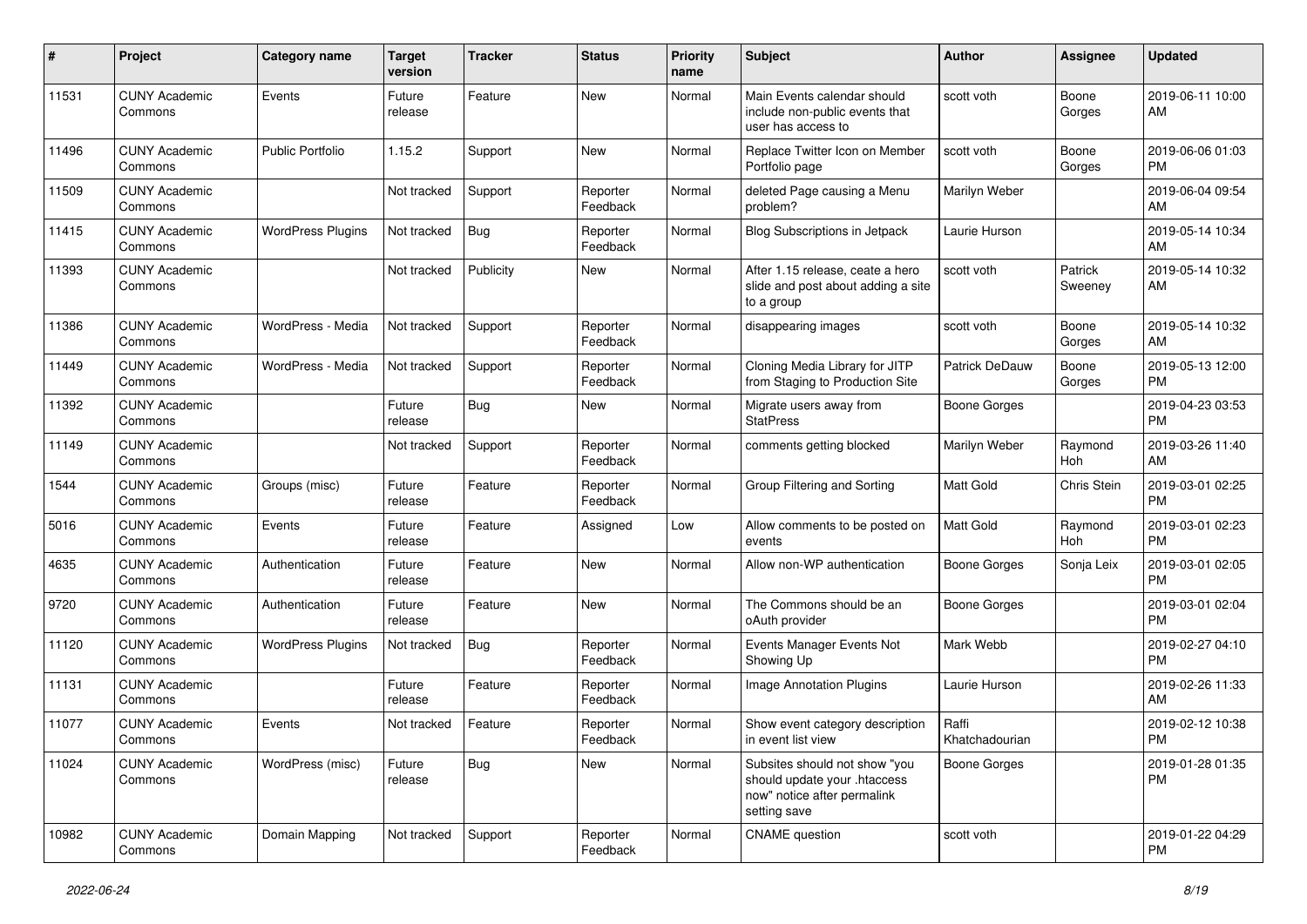| # | Project | Category name | Target version | Tracker | Status | Priority name | Subject | Author | Assignee | Updated |
|---|---|---|---|---|---|---|---|---|---|---|
| 11531 | CUNY Academic Commons | Events | Future release | Feature | New | Normal | Main Events calendar should include non-public events that user has access to | scott voth | Boone Gorges | 2019-06-11 10:00 AM |
| 11496 | CUNY Academic Commons | Public Portfolio | 1.15.2 | Support | New | Normal | Replace Twitter Icon on Member Portfolio page | scott voth | Boone Gorges | 2019-06-06 01:03 PM |
| 11509 | CUNY Academic Commons | | Not tracked | Support | Reporter Feedback | Normal | deleted Page causing a Menu problem? | Marilyn Weber | | 2019-06-04 09:54 AM |
| 11415 | CUNY Academic Commons | WordPress Plugins | Not tracked | Bug | Reporter Feedback | Normal | Blog Subscriptions in Jetpack | Laurie Hurson | | 2019-05-14 10:34 AM |
| 11393 | CUNY Academic Commons | | Not tracked | Publicity | New | Normal | After 1.15 release, ceate a hero slide and post about adding a site to a group | scott voth | Patrick Sweeney | 2019-05-14 10:32 AM |
| 11386 | CUNY Academic Commons | WordPress - Media | Not tracked | Support | Reporter Feedback | Normal | disappearing images | scott voth | Boone Gorges | 2019-05-14 10:32 AM |
| 11449 | CUNY Academic Commons | WordPress - Media | Not tracked | Support | Reporter Feedback | Normal | Cloning Media Library for JITP from Staging to Production Site | Patrick DeDauw | Boone Gorges | 2019-05-13 12:00 PM |
| 11392 | CUNY Academic Commons | | Future release | Bug | New | Normal | Migrate users away from StatPress | Boone Gorges | | 2019-04-23 03:53 PM |
| 11149 | CUNY Academic Commons | | Not tracked | Support | Reporter Feedback | Normal | comments getting blocked | Marilyn Weber | Raymond Hoh | 2019-03-26 11:40 AM |
| 1544 | CUNY Academic Commons | Groups (misc) | Future release | Feature | Reporter Feedback | Normal | Group Filtering and Sorting | Matt Gold | Chris Stein | 2019-03-01 02:25 PM |
| 5016 | CUNY Academic Commons | Events | Future release | Feature | Assigned | Low | Allow comments to be posted on events | Matt Gold | Raymond Hoh | 2019-03-01 02:23 PM |
| 4635 | CUNY Academic Commons | Authentication | Future release | Feature | New | Normal | Allow non-WP authentication | Boone Gorges | Sonja Leix | 2019-03-01 02:05 PM |
| 9720 | CUNY Academic Commons | Authentication | Future release | Feature | New | Normal | The Commons should be an oAuth provider | Boone Gorges | | 2019-03-01 02:04 PM |
| 11120 | CUNY Academic Commons | WordPress Plugins | Not tracked | Bug | Reporter Feedback | Normal | Events Manager Events Not Showing Up | Mark Webb | | 2019-02-27 04:10 PM |
| 11131 | CUNY Academic Commons | | Future release | Feature | Reporter Feedback | Normal | Image Annotation Plugins | Laurie Hurson | | 2019-02-26 11:33 AM |
| 11077 | CUNY Academic Commons | Events | Not tracked | Feature | Reporter Feedback | Normal | Show event category description in event list view | Raffi Khatchadourian | | 2019-02-12 10:38 PM |
| 11024 | CUNY Academic Commons | WordPress (misc) | Future release | Bug | New | Normal | Subsites should not show "you should update your .htaccess now" notice after permalink setting save | Boone Gorges | | 2019-01-28 01:35 PM |
| 10982 | CUNY Academic Commons | Domain Mapping | Not tracked | Support | Reporter Feedback | Normal | CNAME question | scott voth | | 2019-01-22 04:29 PM |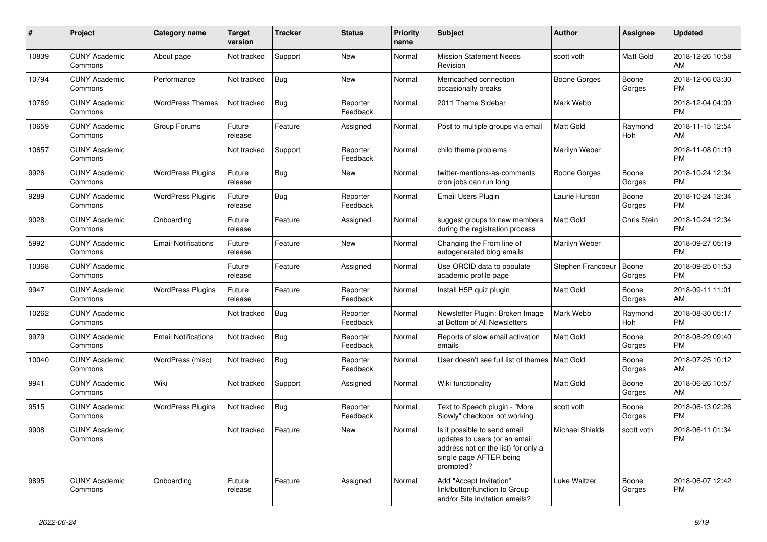| # | Project | Category name | Target version | Tracker | Status | Priority name | Subject | Author | Assignee | Updated |
|---|---|---|---|---|---|---|---|---|---|---|
| 10839 | CUNY Academic Commons | About page | Not tracked | Support | New | Normal | Mission Statement Needs Revision | scott voth | Matt Gold | 2018-12-26 10:58 AM |
| 10794 | CUNY Academic Commons | Performance | Not tracked | Bug | New | Normal | Memcached connection occasionally breaks | Boone Gorges | Boone Gorges | 2018-12-06 03:30 PM |
| 10769 | CUNY Academic Commons | WordPress Themes | Not tracked | Bug | Reporter Feedback | Normal | 2011 Theme Sidebar | Mark Webb | | 2018-12-04 04:09 PM |
| 10659 | CUNY Academic Commons | Group Forums | Future release | Feature | Assigned | Normal | Post to multiple groups via email | Matt Gold | Raymond Hoh | 2018-11-15 12:54 AM |
| 10657 | CUNY Academic Commons | | Not tracked | Support | Reporter Feedback | Normal | child theme problems | Marilyn Weber | | 2018-11-08 01:19 PM |
| 9926 | CUNY Academic Commons | WordPress Plugins | Future release | Bug | New | Normal | twitter-mentions-as-comments cron jobs can run long | Boone Gorges | Boone Gorges | 2018-10-24 12:34 PM |
| 9289 | CUNY Academic Commons | WordPress Plugins | Future release | Bug | Reporter Feedback | Normal | Email Users Plugin | Laurie Hurson | Boone Gorges | 2018-10-24 12:34 PM |
| 9028 | CUNY Academic Commons | Onboarding | Future release | Feature | Assigned | Normal | suggest groups to new members during the registration process | Matt Gold | Chris Stein | 2018-10-24 12:34 PM |
| 5992 | CUNY Academic Commons | Email Notifications | Future release | Feature | New | Normal | Changing the From line of autogenerated blog emails | Marilyn Weber | | 2018-09-27 05:19 PM |
| 10368 | CUNY Academic Commons | | Future release | Feature | Assigned | Normal | Use ORCID data to populate academic profile page | Stephen Francoeur | Boone Gorges | 2018-09-25 01:53 PM |
| 9947 | CUNY Academic Commons | WordPress Plugins | Future release | Feature | Reporter Feedback | Normal | Install H5P quiz plugin | Matt Gold | Boone Gorges | 2018-09-11 11:01 AM |
| 10262 | CUNY Academic Commons | | Not tracked | Bug | Reporter Feedback | Normal | Newsletter Plugin: Broken Image at Bottom of All Newsletters | Mark Webb | Raymond Hoh | 2018-08-30 05:17 PM |
| 9979 | CUNY Academic Commons | Email Notifications | Not tracked | Bug | Reporter Feedback | Normal | Reports of slow email activation emails | Matt Gold | Boone Gorges | 2018-08-29 09:40 PM |
| 10040 | CUNY Academic Commons | WordPress (misc) | Not tracked | Bug | Reporter Feedback | Normal | User doesn't see full list of themes | Matt Gold | Boone Gorges | 2018-07-25 10:12 AM |
| 9941 | CUNY Academic Commons | Wiki | Not tracked | Support | Assigned | Normal | Wiki functionality | Matt Gold | Boone Gorges | 2018-06-26 10:57 AM |
| 9515 | CUNY Academic Commons | WordPress Plugins | Not tracked | Bug | Reporter Feedback | Normal | Text to Speech plugin - "More Slowly" checkbox not working | scott voth | Boone Gorges | 2018-06-13 02:26 PM |
| 9908 | CUNY Academic Commons | | Not tracked | Feature | New | Normal | Is it possible to send email updates to users (or an email address not on the list) for only a single page AFTER being prompted? | Michael Shields | scott voth | 2018-06-11 01:34 PM |
| 9895 | CUNY Academic Commons | Onboarding | Future release | Feature | Assigned | Normal | Add "Accept Invitation" link/button/function to Group and/or Site invitation emails? | Luke Waltzer | Boone Gorges | 2018-06-07 12:42 PM |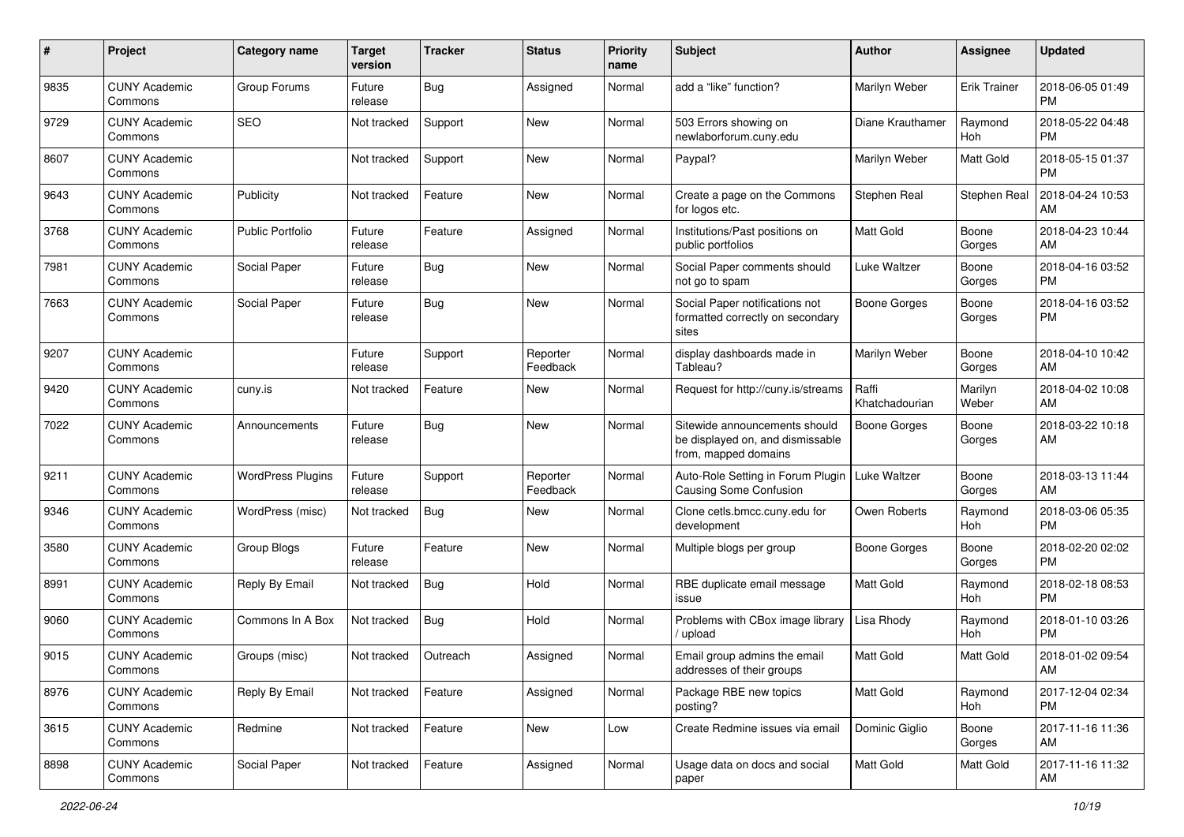| # | Project | Category name | Target version | Tracker | Status | Priority name | Subject | Author | Assignee | Updated |
|---|---|---|---|---|---|---|---|---|---|---|
| 9835 | CUNY Academic Commons | Group Forums | Future release | Bug | Assigned | Normal | add a “like” function? | Marilyn Weber | Erik Trainer | 2018-06-05 01:49 PM |
| 9729 | CUNY Academic Commons | SEO | Not tracked | Support | New | Normal | 503 Errors showing on newlaborforum.cuny.edu | Diane Krauthamer | Raymond Hoh | 2018-05-22 04:48 PM |
| 8607 | CUNY Academic Commons | | Not tracked | Support | New | Normal | Paypal? | Marilyn Weber | Matt Gold | 2018-05-15 01:37 PM |
| 9643 | CUNY Academic Commons | Publicity | Not tracked | Feature | New | Normal | Create a page on the Commons for logos etc. | Stephen Real | Stephen Real | 2018-04-24 10:53 AM |
| 3768 | CUNY Academic Commons | Public Portfolio | Future release | Feature | Assigned | Normal | Institutions/Past positions on public portfolios | Matt Gold | Boone Gorges | 2018-04-23 10:44 AM |
| 7981 | CUNY Academic Commons | Social Paper | Future release | Bug | New | Normal | Social Paper comments should not go to spam | Luke Waltzer | Boone Gorges | 2018-04-16 03:52 PM |
| 7663 | CUNY Academic Commons | Social Paper | Future release | Bug | New | Normal | Social Paper notifications not formatted correctly on secondary sites | Boone Gorges | Boone Gorges | 2018-04-16 03:52 PM |
| 9207 | CUNY Academic Commons | | Future release | Support | Reporter Feedback | Normal | display dashboards made in Tableau? | Marilyn Weber | Boone Gorges | 2018-04-10 10:42 AM |
| 9420 | CUNY Academic Commons | cuny.is | Not tracked | Feature | New | Normal | Request for http://cuny.is/streams | Raffi Khatchadourian | Marilyn Weber | 2018-04-02 10:08 AM |
| 7022 | CUNY Academic Commons | Announcements | Future release | Bug | New | Normal | Sitewide announcements should be displayed on, and dismissable from, mapped domains | Boone Gorges | Boone Gorges | 2018-03-22 10:18 AM |
| 9211 | CUNY Academic Commons | WordPress Plugins | Future release | Support | Reporter Feedback | Normal | Auto-Role Setting in Forum Plugin Causing Some Confusion | Luke Waltzer | Boone Gorges | 2018-03-13 11:44 AM |
| 9346 | CUNY Academic Commons | WordPress (misc) | Not tracked | Bug | New | Normal | Clone cetls.bmcc.cuny.edu for development | Owen Roberts | Raymond Hoh | 2018-03-06 05:35 PM |
| 3580 | CUNY Academic Commons | Group Blogs | Future release | Feature | New | Normal | Multiple blogs per group | Boone Gorges | Boone Gorges | 2018-02-20 02:02 PM |
| 8991 | CUNY Academic Commons | Reply By Email | Not tracked | Bug | Hold | Normal | RBE duplicate email message issue | Matt Gold | Raymond Hoh | 2018-02-18 08:53 PM |
| 9060 | CUNY Academic Commons | Commons In A Box | Not tracked | Bug | Hold | Normal | Problems with CBox image library / upload | Lisa Rhody | Raymond Hoh | 2018-01-10 03:26 PM |
| 9015 | CUNY Academic Commons | Groups (misc) | Not tracked | Outreach | Assigned | Normal | Email group admins the email addresses of their groups | Matt Gold | Matt Gold | 2018-01-02 09:54 AM |
| 8976 | CUNY Academic Commons | Reply By Email | Not tracked | Feature | Assigned | Normal | Package RBE new topics posting? | Matt Gold | Raymond Hoh | 2017-12-04 02:34 PM |
| 3615 | CUNY Academic Commons | Redmine | Not tracked | Feature | New | Low | Create Redmine issues via email | Dominic Giglio | Boone Gorges | 2017-11-16 11:36 AM |
| 8898 | CUNY Academic Commons | Social Paper | Not tracked | Feature | Assigned | Normal | Usage data on docs and social paper | Matt Gold | Matt Gold | 2017-11-16 11:32 AM |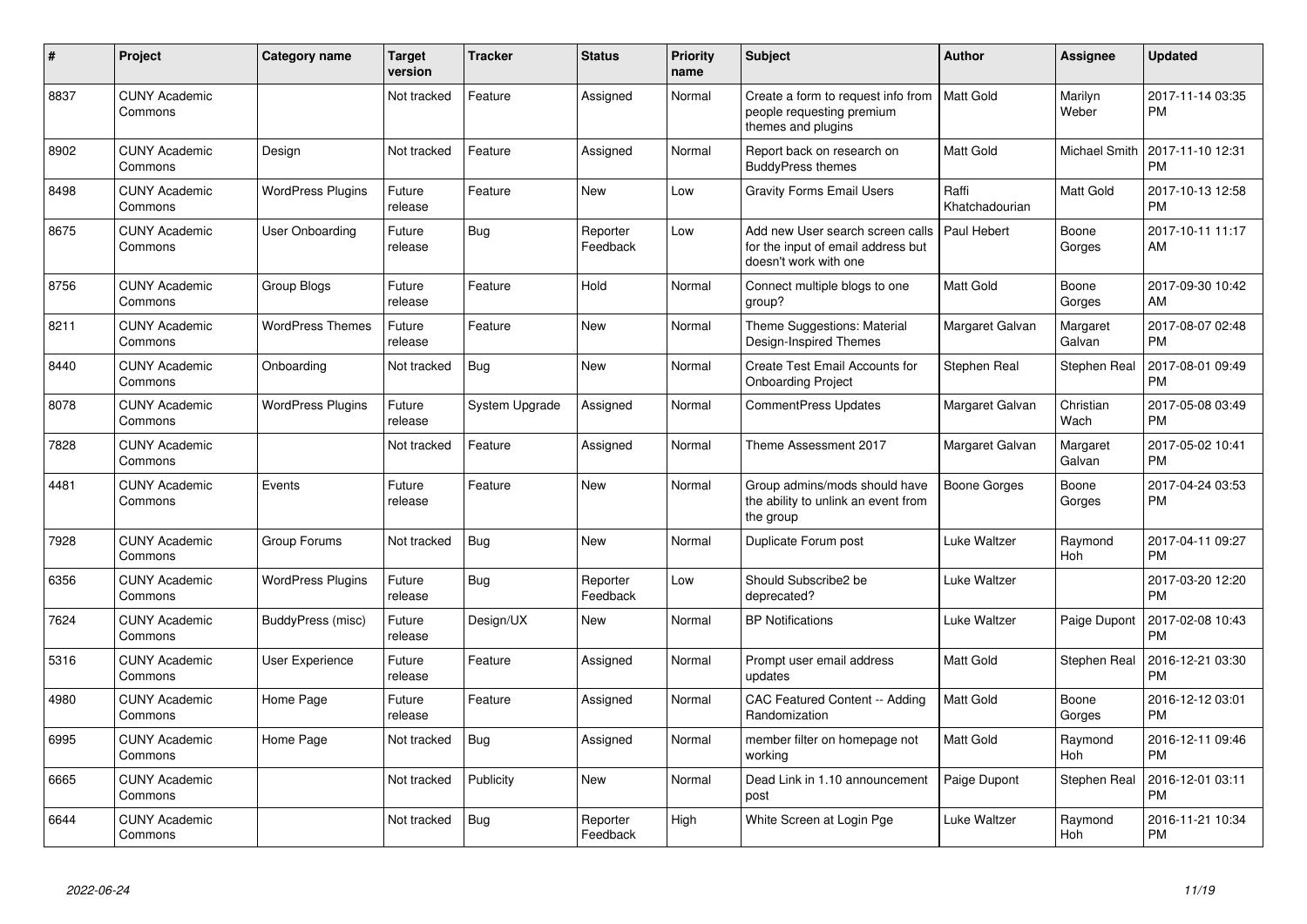| # | Project | Category name | Target version | Tracker | Status | Priority name | Subject | Author | Assignee | Updated |
|---|---|---|---|---|---|---|---|---|---|---|
| 8837 | CUNY Academic Commons | | Not tracked | Feature | Assigned | Normal | Create a form to request info from people requesting premium themes and plugins | Matt Gold | Marilyn Weber | 2017-11-14 03:35 PM |
| 8902 | CUNY Academic Commons | Design | Not tracked | Feature | Assigned | Normal | Report back on research on BuddyPress themes | Matt Gold | Michael Smith | 2017-11-10 12:31 PM |
| 8498 | CUNY Academic Commons | WordPress Plugins | Future release | Feature | New | Low | Gravity Forms Email Users | Raffi Khatchadourian | Matt Gold | 2017-10-13 12:58 PM |
| 8675 | CUNY Academic Commons | User Onboarding | Future release | Bug | Reporter Feedback | Low | Add new User search screen calls for the input of email address but doesn't work with one | Paul Hebert | Boone Gorges | 2017-10-11 11:17 AM |
| 8756 | CUNY Academic Commons | Group Blogs | Future release | Feature | Hold | Normal | Connect multiple blogs to one group? | Matt Gold | Boone Gorges | 2017-09-30 10:42 AM |
| 8211 | CUNY Academic Commons | WordPress Themes | Future release | Feature | New | Normal | Theme Suggestions: Material Design-Inspired Themes | Margaret Galvan | Margaret Galvan | 2017-08-07 02:48 PM |
| 8440 | CUNY Academic Commons | Onboarding | Not tracked | Bug | New | Normal | Create Test Email Accounts for Onboarding Project | Stephen Real | Stephen Real | 2017-08-01 09:49 PM |
| 8078 | CUNY Academic Commons | WordPress Plugins | Future release | System Upgrade | Assigned | Normal | CommentPress Updates | Margaret Galvan | Christian Wach | 2017-05-08 03:49 PM |
| 7828 | CUNY Academic Commons | | Not tracked | Feature | Assigned | Normal | Theme Assessment 2017 | Margaret Galvan | Margaret Galvan | 2017-05-02 10:41 PM |
| 4481 | CUNY Academic Commons | Events | Future release | Feature | New | Normal | Group admins/mods should have the ability to unlink an event from the group | Boone Gorges | Boone Gorges | 2017-04-24 03:53 PM |
| 7928 | CUNY Academic Commons | Group Forums | Not tracked | Bug | New | Normal | Duplicate Forum post | Luke Waltzer | Raymond Hoh | 2017-04-11 09:27 PM |
| 6356 | CUNY Academic Commons | WordPress Plugins | Future release | Bug | Reporter Feedback | Low | Should Subscribe2 be deprecated? | Luke Waltzer | | 2017-03-20 12:20 PM |
| 7624 | CUNY Academic Commons | BuddyPress (misc) | Future release | Design/UX | New | Normal | BP Notifications | Luke Waltzer | Paige Dupont | 2017-02-08 10:43 PM |
| 5316 | CUNY Academic Commons | User Experience | Future release | Feature | Assigned | Normal | Prompt user email address updates | Matt Gold | Stephen Real | 2016-12-21 03:30 PM |
| 4980 | CUNY Academic Commons | Home Page | Future release | Feature | Assigned | Normal | CAC Featured Content -- Adding Randomization | Matt Gold | Boone Gorges | 2016-12-12 03:01 PM |
| 6995 | CUNY Academic Commons | Home Page | Not tracked | Bug | Assigned | Normal | member filter on homepage not working | Matt Gold | Raymond Hoh | 2016-12-11 09:46 PM |
| 6665 | CUNY Academic Commons | | Not tracked | Publicity | New | Normal | Dead Link in 1.10 announcement post | Paige Dupont | Stephen Real | 2016-12-01 03:11 PM |
| 6644 | CUNY Academic Commons | | Not tracked | Bug | Reporter Feedback | High | White Screen at Login Pge | Luke Waltzer | Raymond Hoh | 2016-11-21 10:34 PM |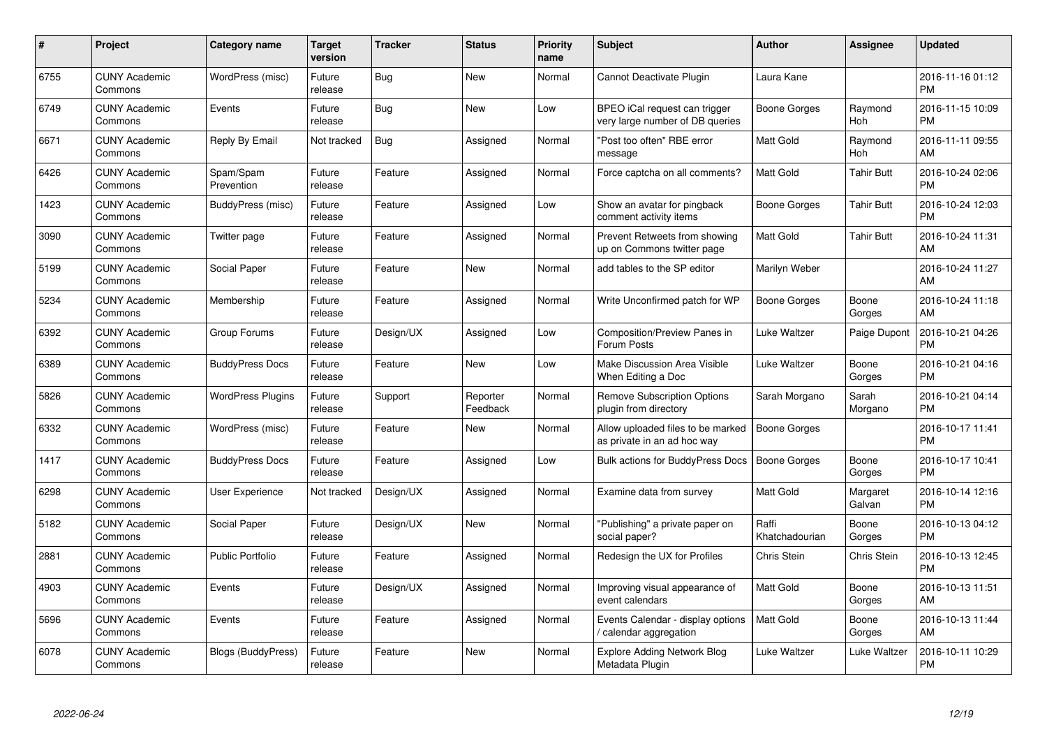| # | Project | Category name | Target version | Tracker | Status | Priority name | Subject | Author | Assignee | Updated |
|---|---|---|---|---|---|---|---|---|---|---|
| 6755 | CUNY Academic Commons | WordPress (misc) | Future release | Bug | New | Normal | Cannot Deactivate Plugin | Laura Kane | | 2016-11-16 01:12 PM |
| 6749 | CUNY Academic Commons | Events | Future release | Bug | New | Low | BPEO iCal request can trigger very large number of DB queries | Boone Gorges | Raymond Hoh | 2016-11-15 10:09 PM |
| 6671 | CUNY Academic Commons | Reply By Email | Not tracked | Bug | Assigned | Normal | "Post too often" RBE error message | Matt Gold | Raymond Hoh | 2016-11-11 09:55 AM |
| 6426 | CUNY Academic Commons | Spam/Spam Prevention | Future release | Feature | Assigned | Normal | Force captcha on all comments? | Matt Gold | Tahir Butt | 2016-10-24 02:06 PM |
| 1423 | CUNY Academic Commons | BuddyPress (misc) | Future release | Feature | Assigned | Low | Show an avatar for pingback comment activity items | Boone Gorges | Tahir Butt | 2016-10-24 12:03 PM |
| 3090 | CUNY Academic Commons | Twitter page | Future release | Feature | Assigned | Normal | Prevent Retweets from showing up on Commons twitter page | Matt Gold | Tahir Butt | 2016-10-24 11:31 AM |
| 5199 | CUNY Academic Commons | Social Paper | Future release | Feature | New | Normal | add tables to the SP editor | Marilyn Weber | | 2016-10-24 11:27 AM |
| 5234 | CUNY Academic Commons | Membership | Future release | Feature | Assigned | Normal | Write Unconfirmed patch for WP | Boone Gorges | Boone Gorges | 2016-10-24 11:18 AM |
| 6392 | CUNY Academic Commons | Group Forums | Future release | Design/UX | Assigned | Low | Composition/Preview Panes in Forum Posts | Luke Waltzer | Paige Dupont | 2016-10-21 04:26 PM |
| 6389 | CUNY Academic Commons | BuddyPress Docs | Future release | Feature | New | Low | Make Discussion Area Visible When Editing a Doc | Luke Waltzer | Boone Gorges | 2016-10-21 04:16 PM |
| 5826 | CUNY Academic Commons | WordPress Plugins | Future release | Support | Reporter Feedback | Normal | Remove Subscription Options plugin from directory | Sarah Morgano | Sarah Morgano | 2016-10-21 04:14 PM |
| 6332 | CUNY Academic Commons | WordPress (misc) | Future release | Feature | New | Normal | Allow uploaded files to be marked as private in an ad hoc way | Boone Gorges | | 2016-10-17 11:41 PM |
| 1417 | CUNY Academic Commons | BuddyPress Docs | Future release | Feature | Assigned | Low | Bulk actions for BuddyPress Docs | Boone Gorges | Boone Gorges | 2016-10-17 10:41 PM |
| 6298 | CUNY Academic Commons | User Experience | Not tracked | Design/UX | Assigned | Normal | Examine data from survey | Matt Gold | Margaret Galvan | 2016-10-14 12:16 PM |
| 5182 | CUNY Academic Commons | Social Paper | Future release | Design/UX | New | Normal | "Publishing" a private paper on social paper? | Raffi Khatchadourian | Boone Gorges | 2016-10-13 04:12 PM |
| 2881 | CUNY Academic Commons | Public Portfolio | Future release | Feature | Assigned | Normal | Redesign the UX for Profiles | Chris Stein | Chris Stein | 2016-10-13 12:45 PM |
| 4903 | CUNY Academic Commons | Events | Future release | Design/UX | Assigned | Normal | Improving visual appearance of event calendars | Matt Gold | Boone Gorges | 2016-10-13 11:51 AM |
| 5696 | CUNY Academic Commons | Events | Future release | Feature | Assigned | Normal | Events Calendar - display options / calendar aggregation | Matt Gold | Boone Gorges | 2016-10-13 11:44 AM |
| 6078 | CUNY Academic Commons | Blogs (BuddyPress) | Future release | Feature | New | Normal | Explore Adding Network Blog Metadata Plugin | Luke Waltzer | Luke Waltzer | 2016-10-11 10:29 PM |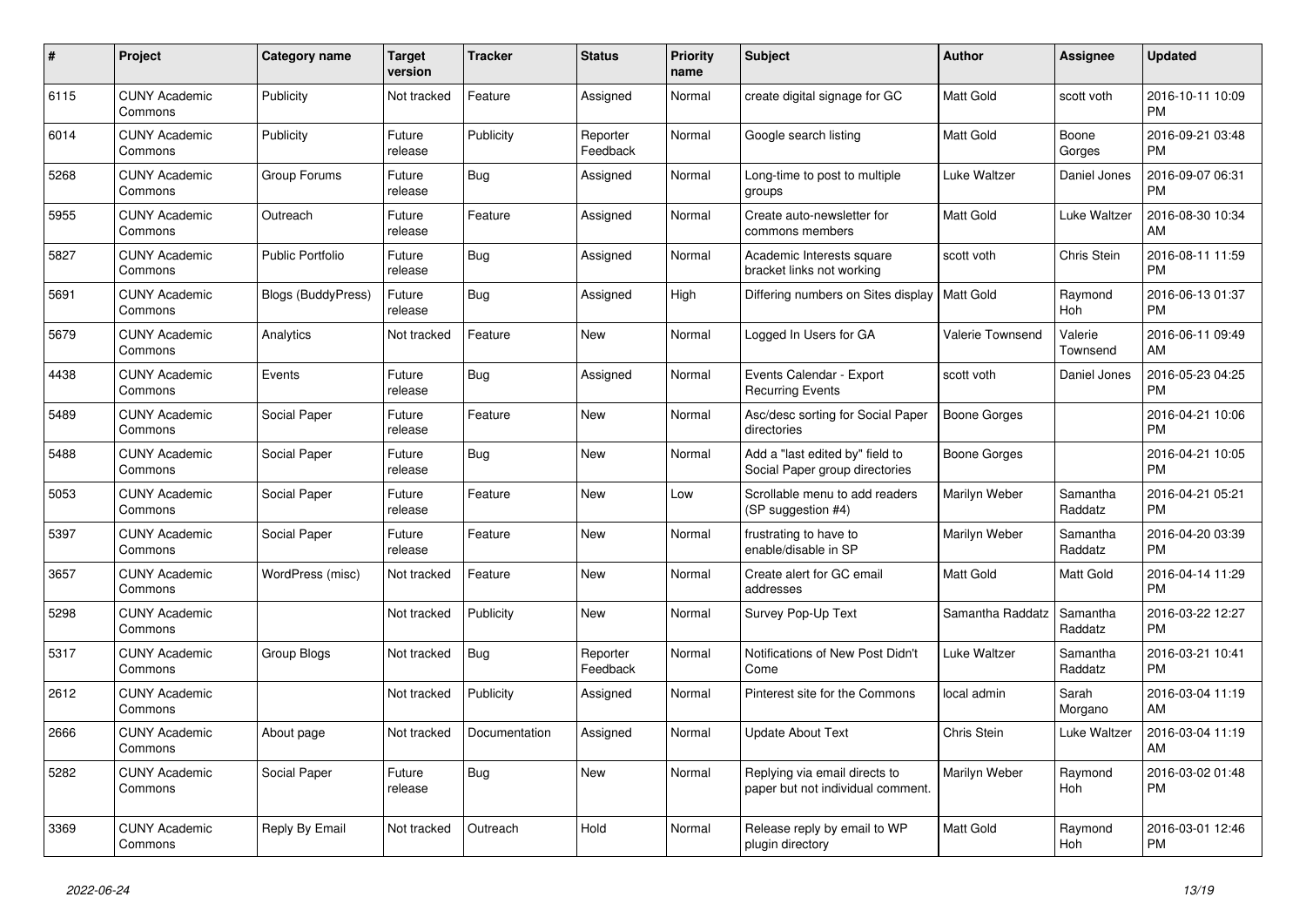| # | Project | Category name | Target version | Tracker | Status | Priority name | Subject | Author | Assignee | Updated |
|---|---|---|---|---|---|---|---|---|---|---|
| 6115 | CUNY Academic Commons | Publicity | Not tracked | Feature | Assigned | Normal | create digital signage for GC | Matt Gold | scott voth | 2016-10-11 10:09 PM |
| 6014 | CUNY Academic Commons | Publicity | Future release | Publicity | Reporter Feedback | Normal | Google search listing | Matt Gold | Boone Gorges | 2016-09-21 03:48 PM |
| 5268 | CUNY Academic Commons | Group Forums | Future release | Bug | Assigned | Normal | Long-time to post to multiple groups | Luke Waltzer | Daniel Jones | 2016-09-07 06:31 PM |
| 5955 | CUNY Academic Commons | Outreach | Future release | Feature | Assigned | Normal | Create auto-newsletter for commons members | Matt Gold | Luke Waltzer | 2016-08-30 10:34 AM |
| 5827 | CUNY Academic Commons | Public Portfolio | Future release | Bug | Assigned | Normal | Academic Interests square bracket links not working | scott voth | Chris Stein | 2016-08-11 11:59 PM |
| 5691 | CUNY Academic Commons | Blogs (BuddyPress) | Future release | Bug | Assigned | High | Differing numbers on Sites display | Matt Gold | Raymond Hoh | 2016-06-13 01:37 PM |
| 5679 | CUNY Academic Commons | Analytics | Not tracked | Feature | New | Normal | Logged In Users for GA | Valerie Townsend | Valerie Townsend | 2016-06-11 09:49 AM |
| 4438 | CUNY Academic Commons | Events | Future release | Bug | Assigned | Normal | Events Calendar - Export Recurring Events | scott voth | Daniel Jones | 2016-05-23 04:25 PM |
| 5489 | CUNY Academic Commons | Social Paper | Future release | Feature | New | Normal | Asc/desc sorting for Social Paper directories | Boone Gorges | | 2016-04-21 10:06 PM |
| 5488 | CUNY Academic Commons | Social Paper | Future release | Bug | New | Normal | Add a "last edited by" field to Social Paper group directories | Boone Gorges | | 2016-04-21 10:05 PM |
| 5053 | CUNY Academic Commons | Social Paper | Future release | Feature | New | Low | Scrollable menu to add readers (SP suggestion #4) | Marilyn Weber | Samantha Raddatz | 2016-04-21 05:21 PM |
| 5397 | CUNY Academic Commons | Social Paper | Future release | Feature | New | Normal | frustrating to have to enable/disable in SP | Marilyn Weber | Samantha Raddatz | 2016-04-20 03:39 PM |
| 3657 | CUNY Academic Commons | WordPress (misc) | Not tracked | Feature | New | Normal | Create alert for GC email addresses | Matt Gold | Matt Gold | 2016-04-14 11:29 PM |
| 5298 | CUNY Academic Commons | | Not tracked | Publicity | New | Normal | Survey Pop-Up Text | Samantha Raddatz | Samantha Raddatz | 2016-03-22 12:27 PM |
| 5317 | CUNY Academic Commons | Group Blogs | Not tracked | Bug | Reporter Feedback | Normal | Notifications of New Post Didn't Come | Luke Waltzer | Samantha Raddatz | 2016-03-21 10:41 PM |
| 2612 | CUNY Academic Commons | | Not tracked | Publicity | Assigned | Normal | Pinterest site for the Commons | local admin | Sarah Morgano | 2016-03-04 11:19 AM |
| 2666 | CUNY Academic Commons | About page | Not tracked | Documentation | Assigned | Normal | Update About Text | Chris Stein | Luke Waltzer | 2016-03-04 11:19 AM |
| 5282 | CUNY Academic Commons | Social Paper | Future release | Bug | New | Normal | Replying via email directs to paper but not individual comment. | Marilyn Weber | Raymond Hoh | 2016-03-02 01:48 PM |
| 3369 | CUNY Academic Commons | Reply By Email | Not tracked | Outreach | Hold | Normal | Release reply by email to WP plugin directory | Matt Gold | Raymond Hoh | 2016-03-01 12:46 PM |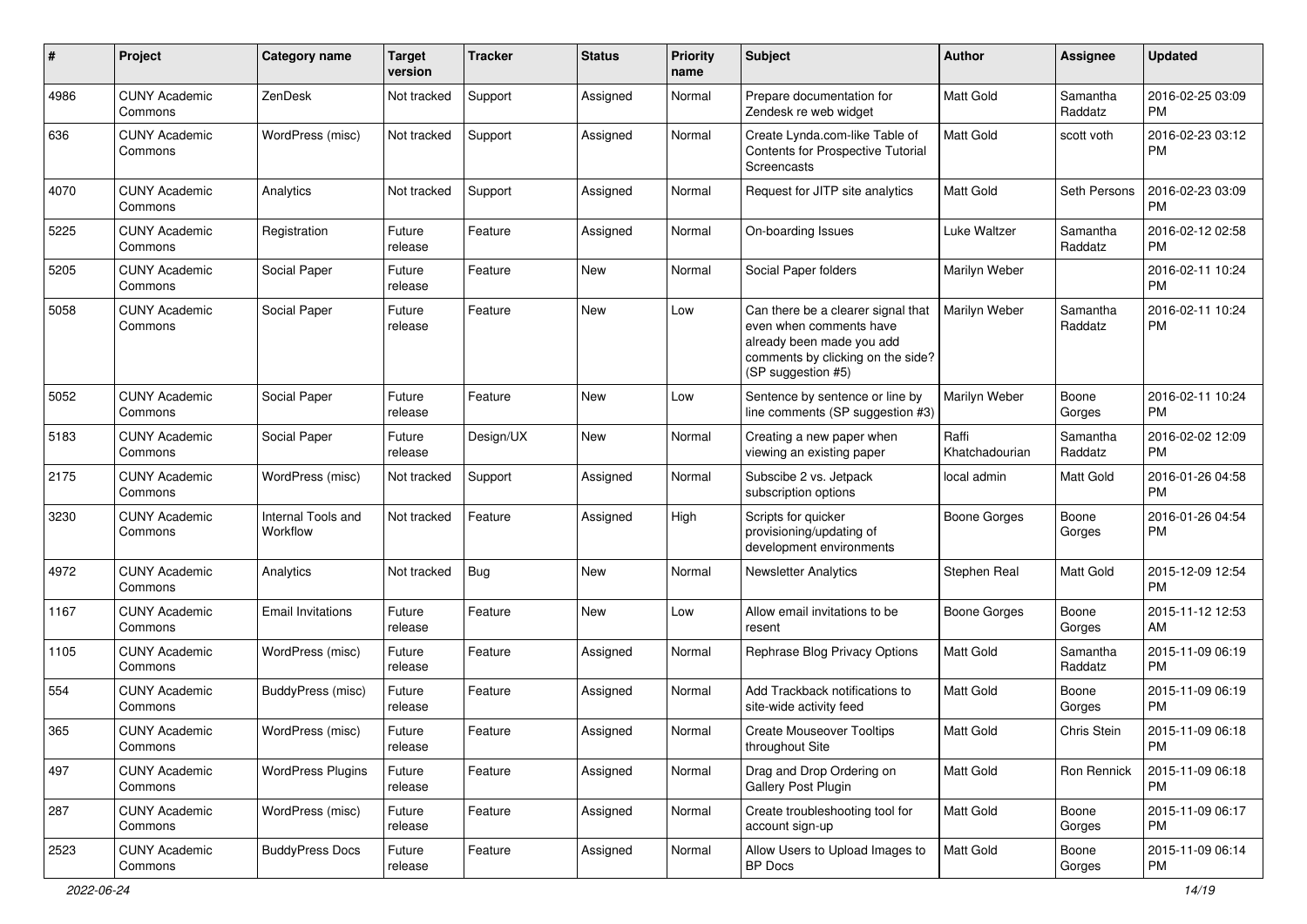| # | Project | Category name | Target version | Tracker | Status | Priority name | Subject | Author | Assignee | Updated |
|---|---|---|---|---|---|---|---|---|---|---|
| 4986 | CUNY Academic Commons | ZenDesk | Not tracked | Support | Assigned | Normal | Prepare documentation for Zendesk re web widget | Matt Gold | Samantha Raddatz | 2016-02-25 03:09 PM |
| 636 | CUNY Academic Commons | WordPress (misc) | Not tracked | Support | Assigned | Normal | Create Lynda.com-like Table of Contents for Prospective Tutorial Screencasts | Matt Gold | scott voth | 2016-02-23 03:12 PM |
| 4070 | CUNY Academic Commons | Analytics | Not tracked | Support | Assigned | Normal | Request for JITP site analytics | Matt Gold | Seth Persons | 2016-02-23 03:09 PM |
| 5225 | CUNY Academic Commons | Registration | Future release | Feature | Assigned | Normal | On-boarding Issues | Luke Waltzer | Samantha Raddatz | 2016-02-12 02:58 PM |
| 5205 | CUNY Academic Commons | Social Paper | Future release | Feature | New | Normal | Social Paper folders | Marilyn Weber | | 2016-02-11 10:24 PM |
| 5058 | CUNY Academic Commons | Social Paper | Future release | Feature | New | Low | Can there be a clearer signal that even when comments have already been made you add comments by clicking on the side? (SP suggestion #5) | Marilyn Weber | Samantha Raddatz | 2016-02-11 10:24 PM |
| 5052 | CUNY Academic Commons | Social Paper | Future release | Feature | New | Low | Sentence by sentence or line by line comments (SP suggestion #3) | Marilyn Weber | Boone Gorges | 2016-02-11 10:24 PM |
| 5183 | CUNY Academic Commons | Social Paper | Future release | Design/UX | New | Normal | Creating a new paper when viewing an existing paper | Raffi Khatchadourian | Samantha Raddatz | 2016-02-02 12:09 PM |
| 2175 | CUNY Academic Commons | WordPress (misc) | Not tracked | Support | Assigned | Normal | Subscibe 2 vs. Jetpack subscription options | local admin | Matt Gold | 2016-01-26 04:58 PM |
| 3230 | CUNY Academic Commons | Internal Tools and Workflow | Not tracked | Feature | Assigned | High | Scripts for quicker provisioning/updating of development environments | Boone Gorges | Boone Gorges | 2016-01-26 04:54 PM |
| 4972 | CUNY Academic Commons | Analytics | Not tracked | Bug | New | Normal | Newsletter Analytics | Stephen Real | Matt Gold | 2015-12-09 12:54 PM |
| 1167 | CUNY Academic Commons | Email Invitations | Future release | Feature | New | Low | Allow email invitations to be resent | Boone Gorges | Boone Gorges | 2015-11-12 12:53 AM |
| 1105 | CUNY Academic Commons | WordPress (misc) | Future release | Feature | Assigned | Normal | Rephrase Blog Privacy Options | Matt Gold | Samantha Raddatz | 2015-11-09 06:19 PM |
| 554 | CUNY Academic Commons | BuddyPress (misc) | Future release | Feature | Assigned | Normal | Add Trackback notifications to site-wide activity feed | Matt Gold | Boone Gorges | 2015-11-09 06:19 PM |
| 365 | CUNY Academic Commons | WordPress (misc) | Future release | Feature | Assigned | Normal | Create Mouseover Tooltips throughout Site | Matt Gold | Chris Stein | 2015-11-09 06:18 PM |
| 497 | CUNY Academic Commons | WordPress Plugins | Future release | Feature | Assigned | Normal | Drag and Drop Ordering on Gallery Post Plugin | Matt Gold | Ron Rennick | 2015-11-09 06:18 PM |
| 287 | CUNY Academic Commons | WordPress (misc) | Future release | Feature | Assigned | Normal | Create troubleshooting tool for account sign-up | Matt Gold | Boone Gorges | 2015-11-09 06:17 PM |
| 2523 | CUNY Academic Commons | BuddyPress Docs | Future release | Feature | Assigned | Normal | Allow Users to Upload Images to BP Docs | Matt Gold | Boone Gorges | 2015-11-09 06:14 PM |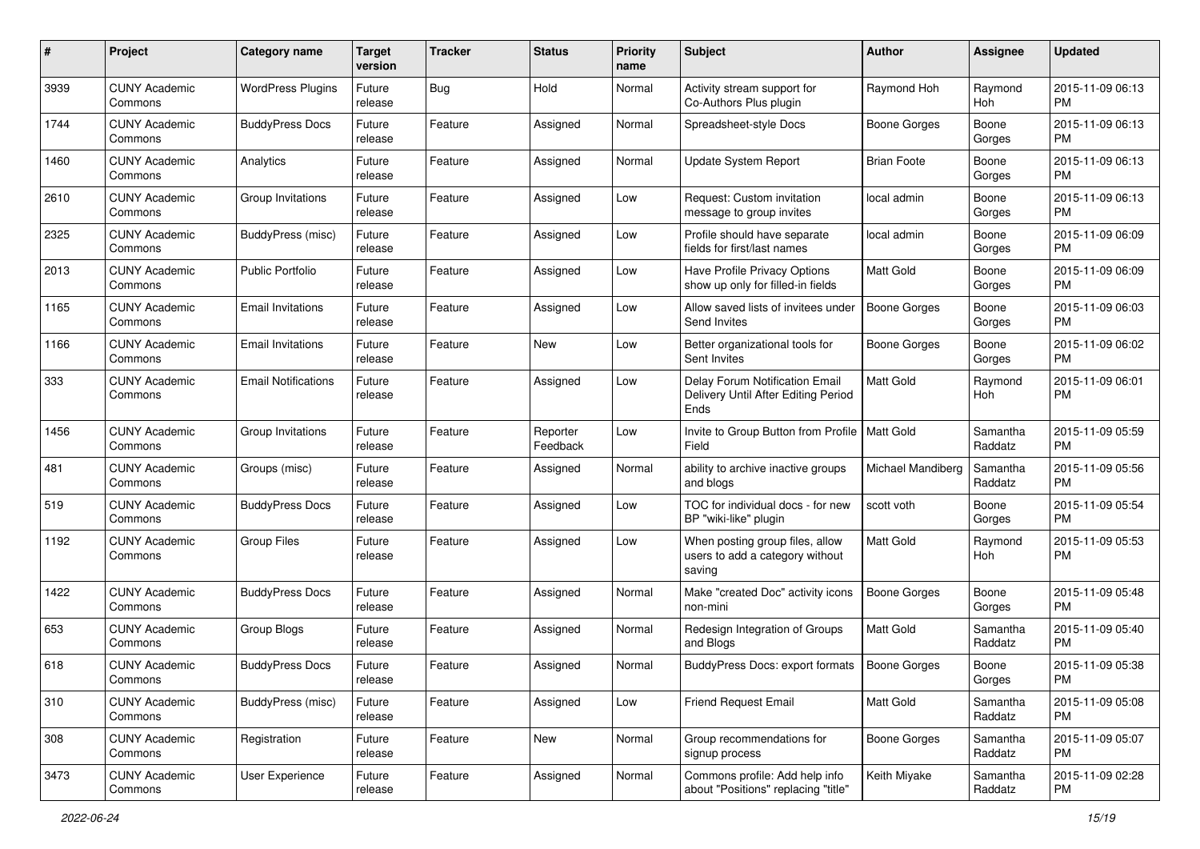| # | Project | Category name | Target version | Tracker | Status | Priority name | Subject | Author | Assignee | Updated |
|---|---|---|---|---|---|---|---|---|---|---|
| 3939 | CUNY Academic Commons | WordPress Plugins | Future release | Bug | Hold | Normal | Activity stream support for Co-Authors Plus plugin | Raymond Hoh | Raymond Hoh | 2015-11-09 06:13 PM |
| 1744 | CUNY Academic Commons | BuddyPress Docs | Future release | Feature | Assigned | Normal | Spreadsheet-style Docs | Boone Gorges | Boone Gorges | 2015-11-09 06:13 PM |
| 1460 | CUNY Academic Commons | Analytics | Future release | Feature | Assigned | Normal | Update System Report | Brian Foote | Boone Gorges | 2015-11-09 06:13 PM |
| 2610 | CUNY Academic Commons | Group Invitations | Future release | Feature | Assigned | Low | Request: Custom invitation message to group invites | local admin | Boone Gorges | 2015-11-09 06:13 PM |
| 2325 | CUNY Academic Commons | BuddyPress (misc) | Future release | Feature | Assigned | Low | Profile should have separate fields for first/last names | local admin | Boone Gorges | 2015-11-09 06:09 PM |
| 2013 | CUNY Academic Commons | Public Portfolio | Future release | Feature | Assigned | Low | Have Profile Privacy Options show up only for filled-in fields | Matt Gold | Boone Gorges | 2015-11-09 06:09 PM |
| 1165 | CUNY Academic Commons | Email Invitations | Future release | Feature | Assigned | Low | Allow saved lists of invitees under Send Invites | Boone Gorges | Boone Gorges | 2015-11-09 06:03 PM |
| 1166 | CUNY Academic Commons | Email Invitations | Future release | Feature | New | Low | Better organizational tools for Sent Invites | Boone Gorges | Boone Gorges | 2015-11-09 06:02 PM |
| 333 | CUNY Academic Commons | Email Notifications | Future release | Feature | Assigned | Low | Delay Forum Notification Email Delivery Until After Editing Period Ends | Matt Gold | Raymond Hoh | 2015-11-09 06:01 PM |
| 1456 | CUNY Academic Commons | Group Invitations | Future release | Feature | Reporter Feedback | Low | Invite to Group Button from Profile Field | Matt Gold | Samantha Raddatz | 2015-11-09 05:59 PM |
| 481 | CUNY Academic Commons | Groups (misc) | Future release | Feature | Assigned | Normal | ability to archive inactive groups and blogs | Michael Mandiberg | Samantha Raddatz | 2015-11-09 05:56 PM |
| 519 | CUNY Academic Commons | BuddyPress Docs | Future release | Feature | Assigned | Low | TOC for individual docs - for new BP "wiki-like" plugin | scott voth | Boone Gorges | 2015-11-09 05:54 PM |
| 1192 | CUNY Academic Commons | Group Files | Future release | Feature | Assigned | Low | When posting group files, allow users to add a category without saving | Matt Gold | Raymond Hoh | 2015-11-09 05:53 PM |
| 1422 | CUNY Academic Commons | BuddyPress Docs | Future release | Feature | Assigned | Normal | Make "created Doc" activity icons non-mini | Boone Gorges | Boone Gorges | 2015-11-09 05:48 PM |
| 653 | CUNY Academic Commons | Group Blogs | Future release | Feature | Assigned | Normal | Redesign Integration of Groups and Blogs | Matt Gold | Samantha Raddatz | 2015-11-09 05:40 PM |
| 618 | CUNY Academic Commons | BuddyPress Docs | Future release | Feature | Assigned | Normal | BuddyPress Docs: export formats | Boone Gorges | Boone Gorges | 2015-11-09 05:38 PM |
| 310 | CUNY Academic Commons | BuddyPress (misc) | Future release | Feature | Assigned | Low | Friend Request Email | Matt Gold | Samantha Raddatz | 2015-11-09 05:08 PM |
| 308 | CUNY Academic Commons | Registration | Future release | Feature | New | Normal | Group recommendations for signup process | Boone Gorges | Samantha Raddatz | 2015-11-09 05:07 PM |
| 3473 | CUNY Academic Commons | User Experience | Future release | Feature | Assigned | Normal | Commons profile: Add help info about "Positions" replacing "title" | Keith Miyake | Samantha Raddatz | 2015-11-09 02:28 PM |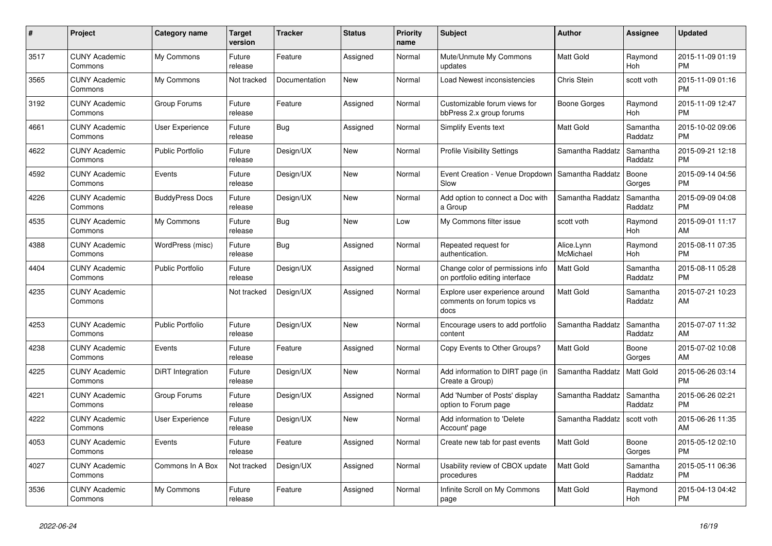| # | Project | Category name | Target version | Tracker | Status | Priority name | Subject | Author | Assignee | Updated |
|---|---|---|---|---|---|---|---|---|---|---|
| 3517 | CUNY Academic Commons | My Commons | Future release | Feature | Assigned | Normal | Mute/Unmute My Commons updates | Matt Gold | Raymond Hoh | 2015-11-09 01:19 PM |
| 3565 | CUNY Academic Commons | My Commons | Not tracked | Documentation | New | Normal | Load Newest inconsistencies | Chris Stein | scott voth | 2015-11-09 01:16 PM |
| 3192 | CUNY Academic Commons | Group Forums | Future release | Feature | Assigned | Normal | Customizable forum views for bbPress 2.x group forums | Boone Gorges | Raymond Hoh | 2015-11-09 12:47 PM |
| 4661 | CUNY Academic Commons | User Experience | Future release | Bug | Assigned | Normal | Simplify Events text | Matt Gold | Samantha Raddatz | 2015-10-02 09:06 PM |
| 4622 | CUNY Academic Commons | Public Portfolio | Future release | Design/UX | New | Normal | Profile Visibility Settings | Samantha Raddatz | Samantha Raddatz | 2015-09-21 12:18 PM |
| 4592 | CUNY Academic Commons | Events | Future release | Design/UX | New | Normal | Event Creation - Venue Dropdown Slow | Samantha Raddatz | Boone Gorges | 2015-09-14 04:56 PM |
| 4226 | CUNY Academic Commons | BuddyPress Docs | Future release | Design/UX | New | Normal | Add option to connect a Doc with a Group | Samantha Raddatz | Samantha Raddatz | 2015-09-09 04:08 PM |
| 4535 | CUNY Academic Commons | My Commons | Future release | Bug | New | Low | My Commons filter issue | scott voth | Raymond Hoh | 2015-09-01 11:17 AM |
| 4388 | CUNY Academic Commons | WordPress (misc) | Future release | Bug | Assigned | Normal | Repeated request for authentication. | Alice.Lynn McMichael | Raymond Hoh | 2015-08-11 07:35 PM |
| 4404 | CUNY Academic Commons | Public Portfolio | Future release | Design/UX | Assigned | Normal | Change color of permissions info on portfolio editing interface | Matt Gold | Samantha Raddatz | 2015-08-11 05:28 PM |
| 4235 | CUNY Academic Commons | | Not tracked | Design/UX | Assigned | Normal | Explore user experience around comments on forum topics vs docs | Matt Gold | Samantha Raddatz | 2015-07-21 10:23 AM |
| 4253 | CUNY Academic Commons | Public Portfolio | Future release | Design/UX | New | Normal | Encourage users to add portfolio content | Samantha Raddatz | Samantha Raddatz | 2015-07-07 11:32 AM |
| 4238 | CUNY Academic Commons | Events | Future release | Feature | Assigned | Normal | Copy Events to Other Groups? | Matt Gold | Boone Gorges | 2015-07-02 10:08 AM |
| 4225 | CUNY Academic Commons | DiRT Integration | Future release | Design/UX | New | Normal | Add information to DIRT page (in Create a Group) | Samantha Raddatz | Matt Gold | 2015-06-26 03:14 PM |
| 4221 | CUNY Academic Commons | Group Forums | Future release | Design/UX | Assigned | Normal | Add 'Number of Posts' display option to Forum page | Samantha Raddatz | Samantha Raddatz | 2015-06-26 02:21 PM |
| 4222 | CUNY Academic Commons | User Experience | Future release | Design/UX | New | Normal | Add information to 'Delete Account' page | Samantha Raddatz | scott voth | 2015-06-26 11:35 AM |
| 4053 | CUNY Academic Commons | Events | Future release | Feature | Assigned | Normal | Create new tab for past events | Matt Gold | Boone Gorges | 2015-05-12 02:10 PM |
| 4027 | CUNY Academic Commons | Commons In A Box | Not tracked | Design/UX | Assigned | Normal | Usability review of CBOX update procedures | Matt Gold | Samantha Raddatz | 2015-05-11 06:36 PM |
| 3536 | CUNY Academic Commons | My Commons | Future release | Feature | Assigned | Normal | Infinite Scroll on My Commons page | Matt Gold | Raymond Hoh | 2015-04-13 04:42 PM |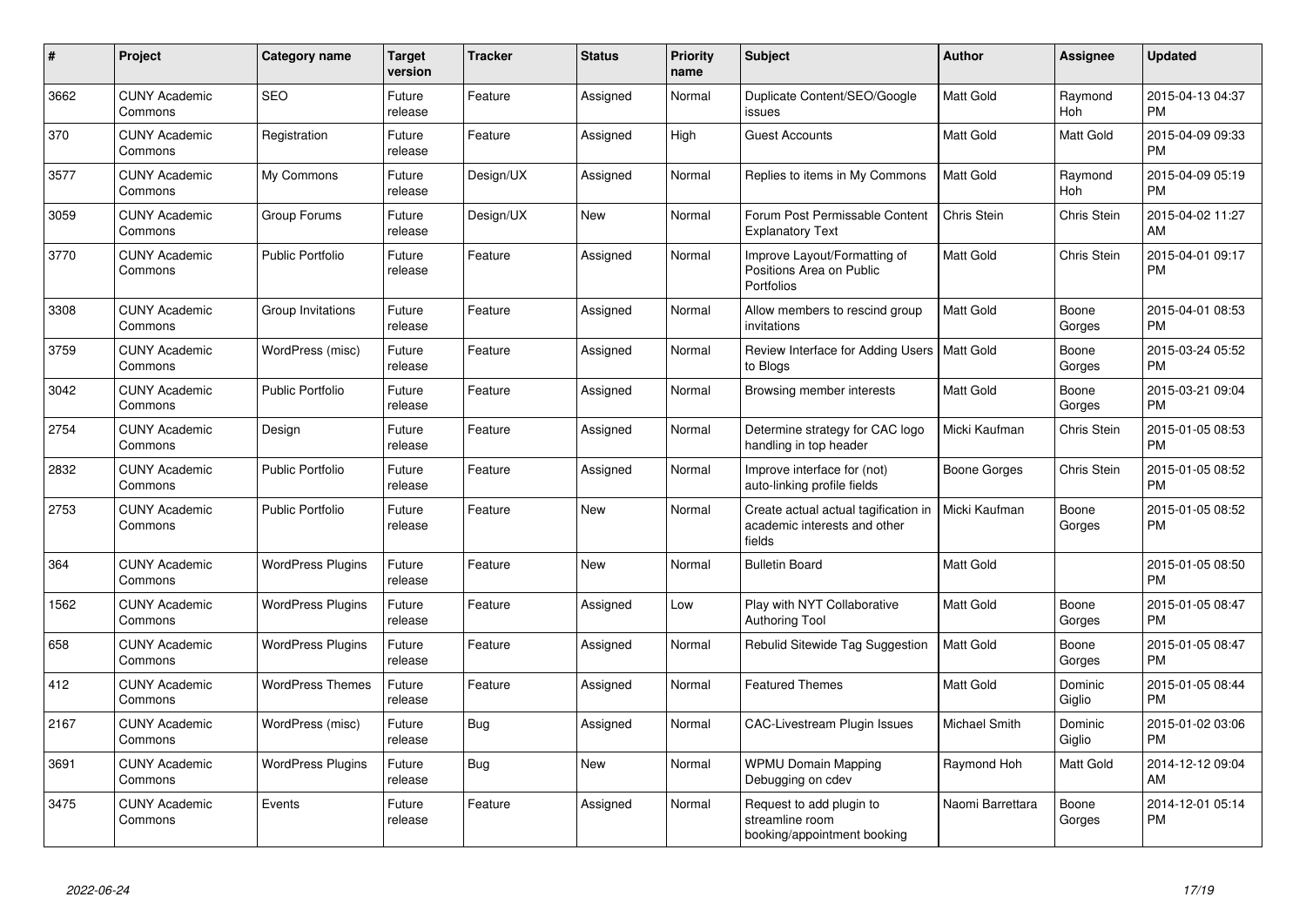| # | Project | Category name | Target version | Tracker | Status | Priority name | Subject | Author | Assignee | Updated |
|---|---|---|---|---|---|---|---|---|---|---|
| 3662 | CUNY Academic Commons | SEO | Future release | Feature | Assigned | Normal | Duplicate Content/SEO/Google issues | Matt Gold | Raymond Hoh | 2015-04-13 04:37 PM |
| 370 | CUNY Academic Commons | Registration | Future release | Feature | Assigned | High | Guest Accounts | Matt Gold | Matt Gold | 2015-04-09 09:33 PM |
| 3577 | CUNY Academic Commons | My Commons | Future release | Design/UX | Assigned | Normal | Replies to items in My Commons | Matt Gold | Raymond Hoh | 2015-04-09 05:19 PM |
| 3059 | CUNY Academic Commons | Group Forums | Future release | Design/UX | New | Normal | Forum Post Permissable Content Explanatory Text | Chris Stein | Chris Stein | 2015-04-02 11:27 AM |
| 3770 | CUNY Academic Commons | Public Portfolio | Future release | Feature | Assigned | Normal | Improve Layout/Formatting of Positions Area on Public Portfolios | Matt Gold | Chris Stein | 2015-04-01 09:17 PM |
| 3308 | CUNY Academic Commons | Group Invitations | Future release | Feature | Assigned | Normal | Allow members to rescind group invitations | Matt Gold | Boone Gorges | 2015-04-01 08:53 PM |
| 3759 | CUNY Academic Commons | WordPress (misc) | Future release | Feature | Assigned | Normal | Review Interface for Adding Users to Blogs | Matt Gold | Boone Gorges | 2015-03-24 05:52 PM |
| 3042 | CUNY Academic Commons | Public Portfolio | Future release | Feature | Assigned | Normal | Browsing member interests | Matt Gold | Boone Gorges | 2015-03-21 09:04 PM |
| 2754 | CUNY Academic Commons | Design | Future release | Feature | Assigned | Normal | Determine strategy for CAC logo handling in top header | Micki Kaufman | Chris Stein | 2015-01-05 08:53 PM |
| 2832 | CUNY Academic Commons | Public Portfolio | Future release | Feature | Assigned | Normal | Improve interface for (not) auto-linking profile fields | Boone Gorges | Chris Stein | 2015-01-05 08:52 PM |
| 2753 | CUNY Academic Commons | Public Portfolio | Future release | Feature | New | Normal | Create actual actual tagification in academic interests and other fields | Micki Kaufman | Boone Gorges | 2015-01-05 08:52 PM |
| 364 | CUNY Academic Commons | WordPress Plugins | Future release | Feature | New | Normal | Bulletin Board | Matt Gold | | 2015-01-05 08:50 PM |
| 1562 | CUNY Academic Commons | WordPress Plugins | Future release | Feature | Assigned | Low | Play with NYT Collaborative Authoring Tool | Matt Gold | Boone Gorges | 2015-01-05 08:47 PM |
| 658 | CUNY Academic Commons | WordPress Plugins | Future release | Feature | Assigned | Normal | Rebulid Sitewide Tag Suggestion | Matt Gold | Boone Gorges | 2015-01-05 08:47 PM |
| 412 | CUNY Academic Commons | WordPress Themes | Future release | Feature | Assigned | Normal | Featured Themes | Matt Gold | Dominic Giglio | 2015-01-05 08:44 PM |
| 2167 | CUNY Academic Commons | WordPress (misc) | Future release | Bug | Assigned | Normal | CAC-Livestream Plugin Issues | Michael Smith | Dominic Giglio | 2015-01-02 03:06 PM |
| 3691 | CUNY Academic Commons | WordPress Plugins | Future release | Bug | New | Normal | WPMU Domain Mapping Debugging on cdev | Raymond Hoh | Matt Gold | 2014-12-12 09:04 AM |
| 3475 | CUNY Academic Commons | Events | Future release | Feature | Assigned | Normal | Request to add plugin to streamline room booking/appointment booking | Naomi Barrettara | Boone Gorges | 2014-12-01 05:14 PM |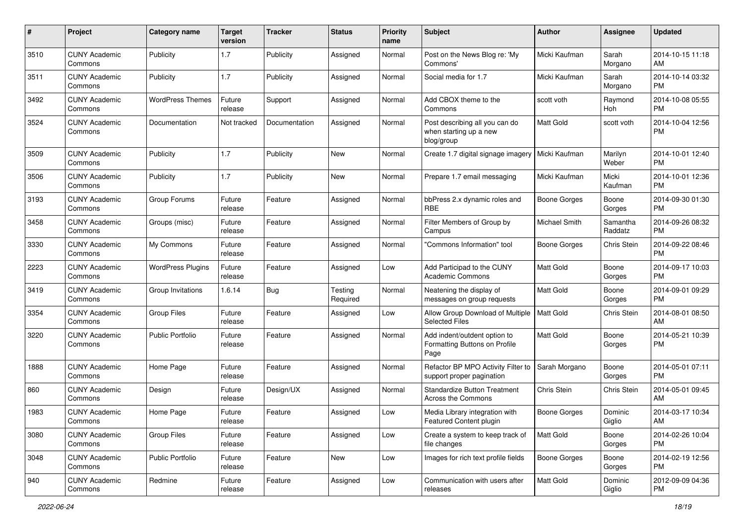| # | Project | Category name | Target version | Tracker | Status | Priority name | Subject | Author | Assignee | Updated |
|---|---|---|---|---|---|---|---|---|---|---|
| 3510 | CUNY Academic Commons | Publicity | 1.7 | Publicity | Assigned | Normal | Post on the News Blog re: 'My Commons' | Micki Kaufman | Sarah Morgano | 2014-10-15 11:18 AM |
| 3511 | CUNY Academic Commons | Publicity | 1.7 | Publicity | Assigned | Normal | Social media for 1.7 | Micki Kaufman | Sarah Morgano | 2014-10-14 03:32 PM |
| 3492 | CUNY Academic Commons | WordPress Themes | Future release | Support | Assigned | Normal | Add CBOX theme to the Commons | scott voth | Raymond Hoh | 2014-10-08 05:55 PM |
| 3524 | CUNY Academic Commons | Documentation | Not tracked | Documentation | Assigned | Normal | Post describing all you can do when starting up a new blog/group | Matt Gold | scott voth | 2014-10-04 12:56 PM |
| 3509 | CUNY Academic Commons | Publicity | 1.7 | Publicity | New | Normal | Create 1.7 digital signage imagery | Micki Kaufman | Marilyn Weber | 2014-10-01 12:40 PM |
| 3506 | CUNY Academic Commons | Publicity | 1.7 | Publicity | New | Normal | Prepare 1.7 email messaging | Micki Kaufman | Micki Kaufman | 2014-10-01 12:36 PM |
| 3193 | CUNY Academic Commons | Group Forums | Future release | Feature | Assigned | Normal | bbPress 2.x dynamic roles and RBE | Boone Gorges | Boone Gorges | 2014-09-30 01:30 PM |
| 3458 | CUNY Academic Commons | Groups (misc) | Future release | Feature | Assigned | Normal | Filter Members of Group by Campus | Michael Smith | Samantha Raddatz | 2014-09-26 08:32 PM |
| 3330 | CUNY Academic Commons | My Commons | Future release | Feature | Assigned | Normal | "Commons Information" tool | Boone Gorges | Chris Stein | 2014-09-22 08:46 PM |
| 2223 | CUNY Academic Commons | WordPress Plugins | Future release | Feature | Assigned | Low | Add Participad to the CUNY Academic Commons | Matt Gold | Boone Gorges | 2014-09-17 10:03 PM |
| 3419 | CUNY Academic Commons | Group Invitations | 1.6.14 | Bug | Testing Required | Normal | Neatening the display of messages on group requests | Matt Gold | Boone Gorges | 2014-09-01 09:29 PM |
| 3354 | CUNY Academic Commons | Group Files | Future release | Feature | Assigned | Low | Allow Group Download of Multiple Selected Files | Matt Gold | Chris Stein | 2014-08-01 08:50 AM |
| 3220 | CUNY Academic Commons | Public Portfolio | Future release | Feature | Assigned | Normal | Add indent/outdent option to Formatting Buttons on Profile Page | Matt Gold | Boone Gorges | 2014-05-21 10:39 PM |
| 1888 | CUNY Academic Commons | Home Page | Future release | Feature | Assigned | Normal | Refactor BP MPO Activity Filter to support proper pagination | Sarah Morgano | Boone Gorges | 2014-05-01 07:11 PM |
| 860 | CUNY Academic Commons | Design | Future release | Design/UX | Assigned | Normal | Standardize Button Treatment Across the Commons | Chris Stein | Chris Stein | 2014-05-01 09:45 AM |
| 1983 | CUNY Academic Commons | Home Page | Future release | Feature | Assigned | Low | Media Library integration with Featured Content plugin | Boone Gorges | Dominic Giglio | 2014-03-17 10:34 AM |
| 3080 | CUNY Academic Commons | Group Files | Future release | Feature | Assigned | Low | Create a system to keep track of file changes | Matt Gold | Boone Gorges | 2014-02-26 10:04 PM |
| 3048 | CUNY Academic Commons | Public Portfolio | Future release | Feature | New | Low | Images for rich text profile fields | Boone Gorges | Boone Gorges | 2014-02-19 12:56 PM |
| 940 | CUNY Academic Commons | Redmine | Future release | Feature | Assigned | Low | Communication with users after releases | Matt Gold | Dominic Giglio | 2012-09-09 04:36 PM |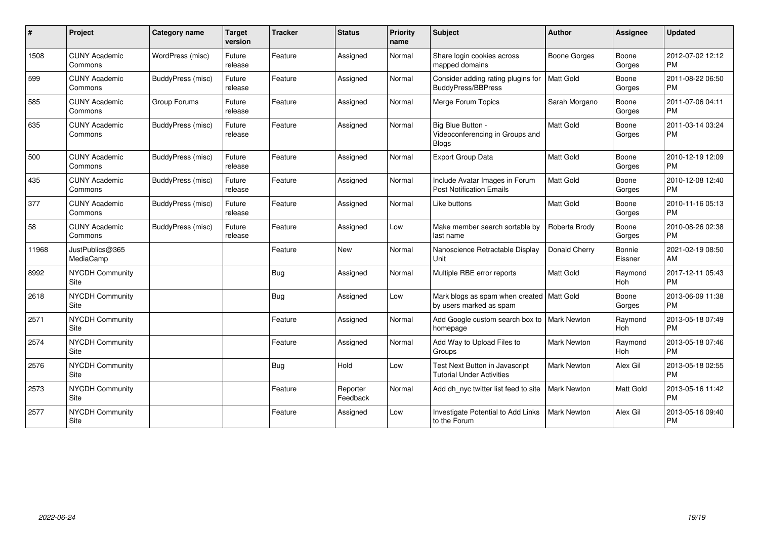| # | Project | Category name | Target version | Tracker | Status | Priority name | Subject | Author | Assignee | Updated |
|---|---|---|---|---|---|---|---|---|---|---|
| 1508 | CUNY Academic Commons | WordPress (misc) | Future release | Feature | Assigned | Normal | Share login cookies across mapped domains | Boone Gorges | Boone Gorges | 2012-07-02 12:12 PM |
| 599 | CUNY Academic Commons | BuddyPress (misc) | Future release | Feature | Assigned | Normal | Consider adding rating plugins for BuddyPress/BBPress | Matt Gold | Boone Gorges | 2011-08-22 06:50 PM |
| 585 | CUNY Academic Commons | Group Forums | Future release | Feature | Assigned | Normal | Merge Forum Topics | Sarah Morgano | Boone Gorges | 2011-07-06 04:11 PM |
| 635 | CUNY Academic Commons | BuddyPress (misc) | Future release | Feature | Assigned | Normal | Big Blue Button - Videoconferencing in Groups and Blogs | Matt Gold | Boone Gorges | 2011-03-14 03:24 PM |
| 500 | CUNY Academic Commons | BuddyPress (misc) | Future release | Feature | Assigned | Normal | Export Group Data | Matt Gold | Boone Gorges | 2010-12-19 12:09 PM |
| 435 | CUNY Academic Commons | BuddyPress (misc) | Future release | Feature | Assigned | Normal | Include Avatar Images in Forum Post Notification Emails | Matt Gold | Boone Gorges | 2010-12-08 12:40 PM |
| 377 | CUNY Academic Commons | BuddyPress (misc) | Future release | Feature | Assigned | Normal | Like buttons | Matt Gold | Boone Gorges | 2010-11-16 05:13 PM |
| 58 | CUNY Academic Commons | BuddyPress (misc) | Future release | Feature | Assigned | Low | Make member search sortable by last name | Roberta Brody | Boone Gorges | 2010-08-26 02:38 PM |
| 11968 | JustPublics@365 MediaCamp | | | Feature | New | Normal | Nanoscience Retractable Display Unit | Donald Cherry | Bonnie Eissner | 2021-02-19 08:50 AM |
| 8992 | NYCDH Community Site | | | Bug | Assigned | Normal | Multiple RBE error reports | Matt Gold | Raymond Hoh | 2017-12-11 05:43 PM |
| 2618 | NYCDH Community Site | | | Bug | Assigned | Low | Mark blogs as spam when created by users marked as spam | Matt Gold | Boone Gorges | 2013-06-09 11:38 PM |
| 2571 | NYCDH Community Site | | | Feature | Assigned | Normal | Add Google custom search box to homepage | Mark Newton | Raymond Hoh | 2013-05-18 07:49 PM |
| 2574 | NYCDH Community Site | | | Feature | Assigned | Normal | Add Way to Upload Files to Groups | Mark Newton | Raymond Hoh | 2013-05-18 07:46 PM |
| 2576 | NYCDH Community Site | | | Bug | Hold | Low | Test Next Button in Javascript Tutorial Under Activities | Mark Newton | Alex Gil | 2013-05-18 02:55 PM |
| 2573 | NYCDH Community Site | | | Feature | Reporter Feedback | Normal | Add dh_nyc twitter list feed to site | Mark Newton | Matt Gold | 2013-05-16 11:42 PM |
| 2577 | NYCDH Community Site | | | Feature | Assigned | Low | Investigate Potential to Add Links to the Forum | Mark Newton | Alex Gil | 2013-05-16 09:40 PM |